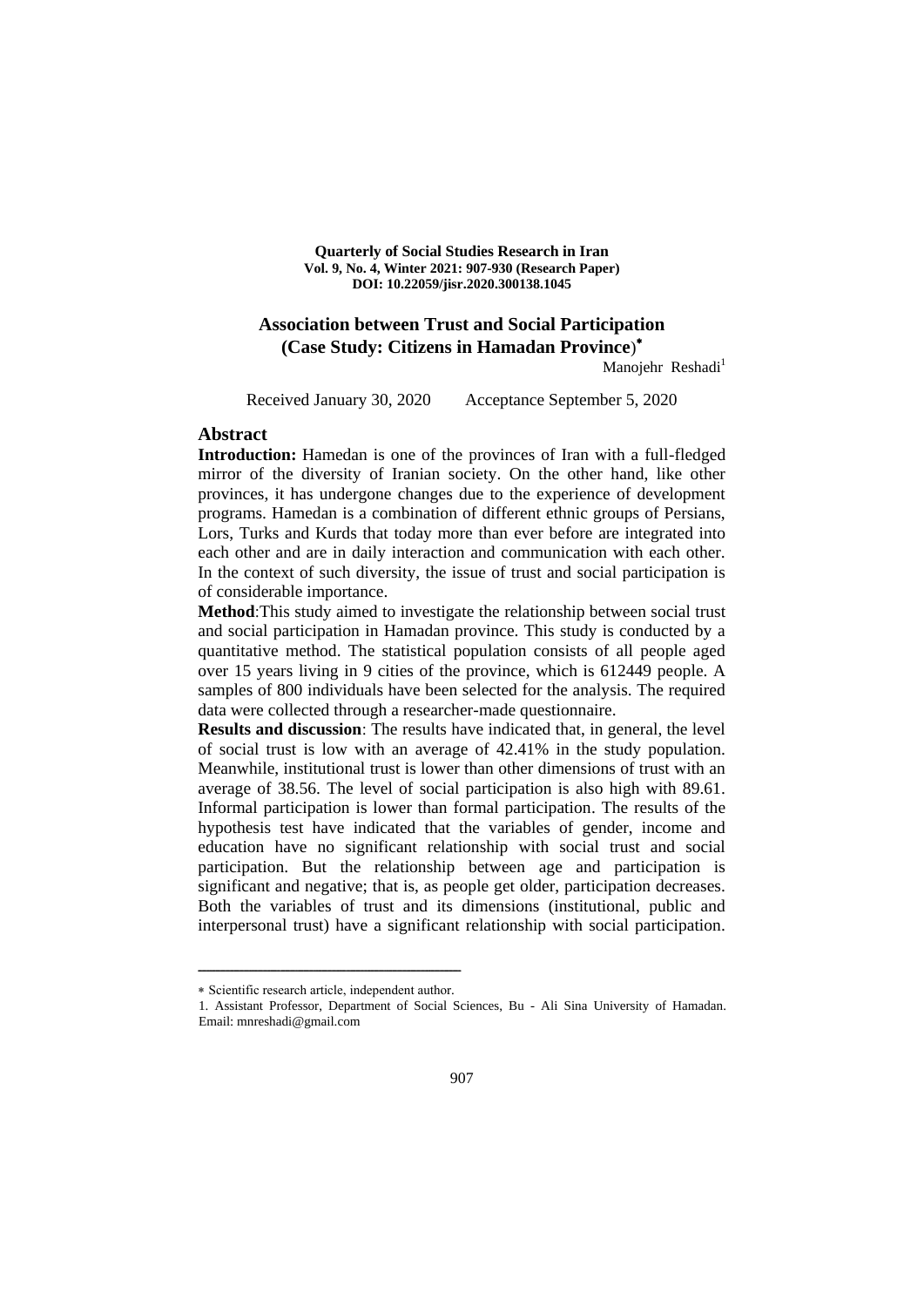**Quarterly of Social Studies Research in Iran**
**Vol. 9, No. 4, Winter 2021: 907-930 (Research Paper)**
**DOI: 10.22059/jisr.2020.300138.1045**

# Association between Trust and Social Participation (Case Study: Citizens in Hamadan Province)*

Manojehr Reshadi[1]

Received January 30, 2020 Acceptance September 5, 2020

## Abstract

**Introduction:** Hamedan is one of the provinces of Iran with a full-fledged mirror of the diversity of Iranian society. On the other hand, like other provinces, it has undergone changes due to the experience of development programs. Hamedan is a combination of different ethnic groups of Persians, Lors, Turks and Kurds that today more than ever before are integrated into each other and are in daily interaction and communication with each other. In the context of such diversity, the issue of trust and social participation is of considerable importance.

**Method**:This study aimed to investigate the relationship between social trust and social participation in Hamadan province. This study is conducted by a quantitative method. The statistical population consists of all people aged over 15 years living in 9 cities of the province, which is 612449 people. A samples of 800 individuals have been selected for the analysis. The required data were collected through a researcher-made questionnaire.

**Results and discussion**: The results have indicated that, in general, the level of social trust is low with an average of 42.41% in the study population. Meanwhile, institutional trust is lower than other dimensions of trust with an average of 38.56. The level of social participation is also high with 89.61. Informal participation is lower than formal participation. The results of the hypothesis test have indicated that the variables of gender, income and education have no significant relationship with social trust and social participation. But the relationship between age and participation is significant and negative; that is, as people get older, participation decreases. Both the variables of trust and its dimensions (institutional, public and interpersonal trust) have a significant relationship with social participation.

---

* Scientific research article, independent author.

1. Assistant Professor, Department of Social Sciences, Bu - Ali Sina University of Hamadan. Email: mnreshadi@gmail.com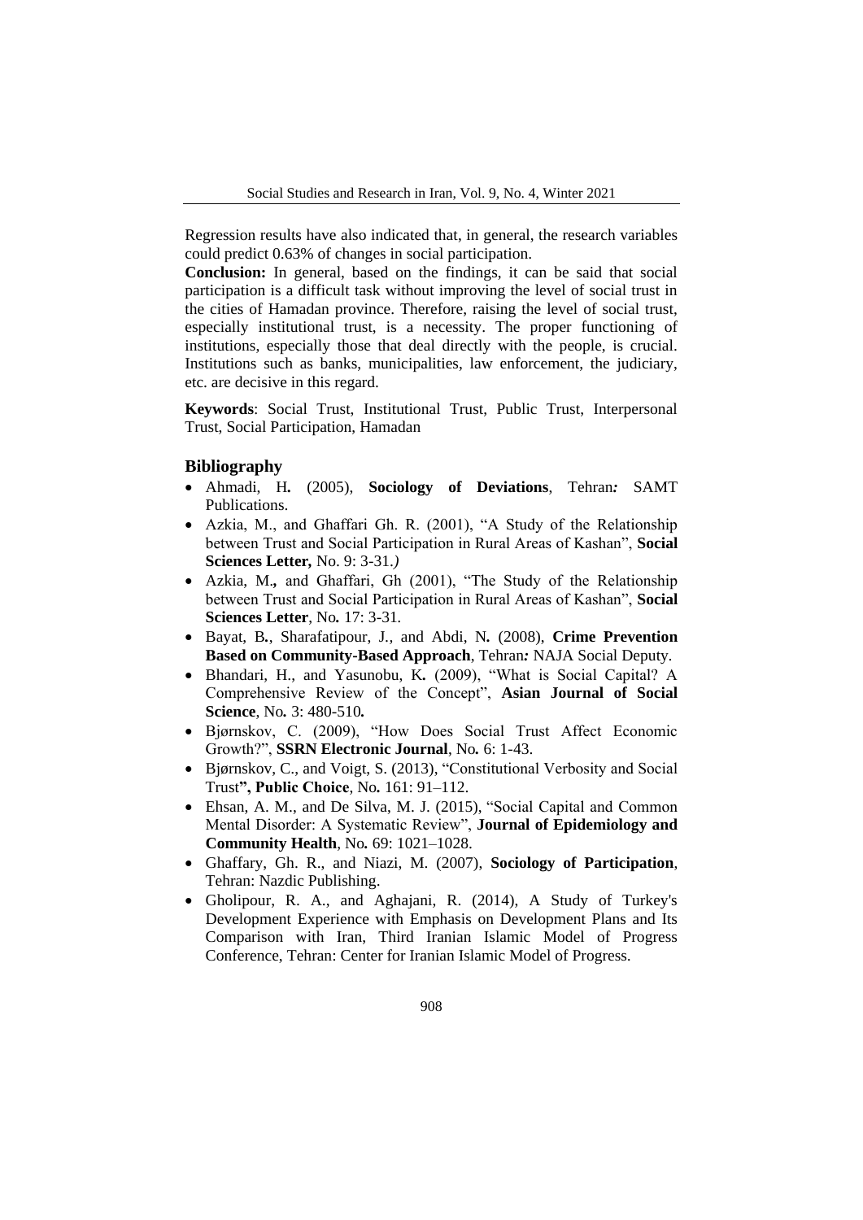Regression results have also indicated that, in general, the research variables could predict 0.63% of changes in social participation.

**Conclusion:** In general, based on the findings, it can be said that social participation is a difficult task without improving the level of social trust in the cities of Hamadan province. Therefore, raising the level of social trust, especially institutional trust, is a necessity. The proper functioning of institutions, especially those that deal directly with the people, is crucial. Institutions such as banks, municipalities, law enforcement, the judiciary, etc. are decisive in this regard.

**Keywords**: Social Trust, Institutional Trust, Public Trust, Interpersonal Trust, Social Participation, Hamadan

## Bibliography

- Ahmadi, H**.** (2005), **Sociology of Deviations**, Tehran*:* SAMT Publications.
- Azkia, M., and Ghaffari Gh. R. (2001), "A Study of the Relationship between Trust and Social Participation in Rural Areas of Kashan", **Social Sciences Letter,** No. 9: 3-31.*)*
- Azkia, M.**,** and Ghaffari, Gh (2001), "The Study of the Relationship between Trust and Social Participation in Rural Areas of Kashan", **Social Sciences Letter**, No*.* 17: 3-31*.*
- Bayat, B*.*, Sharafatipour, J*.*, and Abdi, N*.* (2008), **Crime Prevention Based on Community-Based Approach**, Tehran*:* NAJA Social Deputy.
- Bhandari, H., and Yasunobu, K*.* (2009), "What is Social Capital? A Comprehensive Review of the Concept", **Asian Journal of Social Science**, No*.* 3: 480-510*.*
- Bjørnskov, C. (2009), "How Does Social Trust Affect Economic Growth?", **SSRN Electronic Journal**, No*.* 6: 1-43.
- Bjørnskov, C., and Voigt, S. (2013), "Constitutional Verbosity and Social Trust**", Public Choice**, No*.* 161: 91–112.
- Ehsan, A. M., and De Silva, M. J. (2015), "Social Capital and Common Mental Disorder: A Systematic Review", **Journal of Epidemiology and Community Health**, No*.* 69: 1021–1028.
- Ghaffary, Gh. R., and Niazi, M. (2007), **Sociology of Participation**, Tehran: Nazdic Publishing.
- Gholipour, R. A., and Aghajani, R. (2014), A Study of Turkey's Development Experience with Emphasis on Development Plans and Its Comparison with Iran, Third Iranian Islamic Model of Progress Conference, Tehran: Center for Iranian Islamic Model of Progress.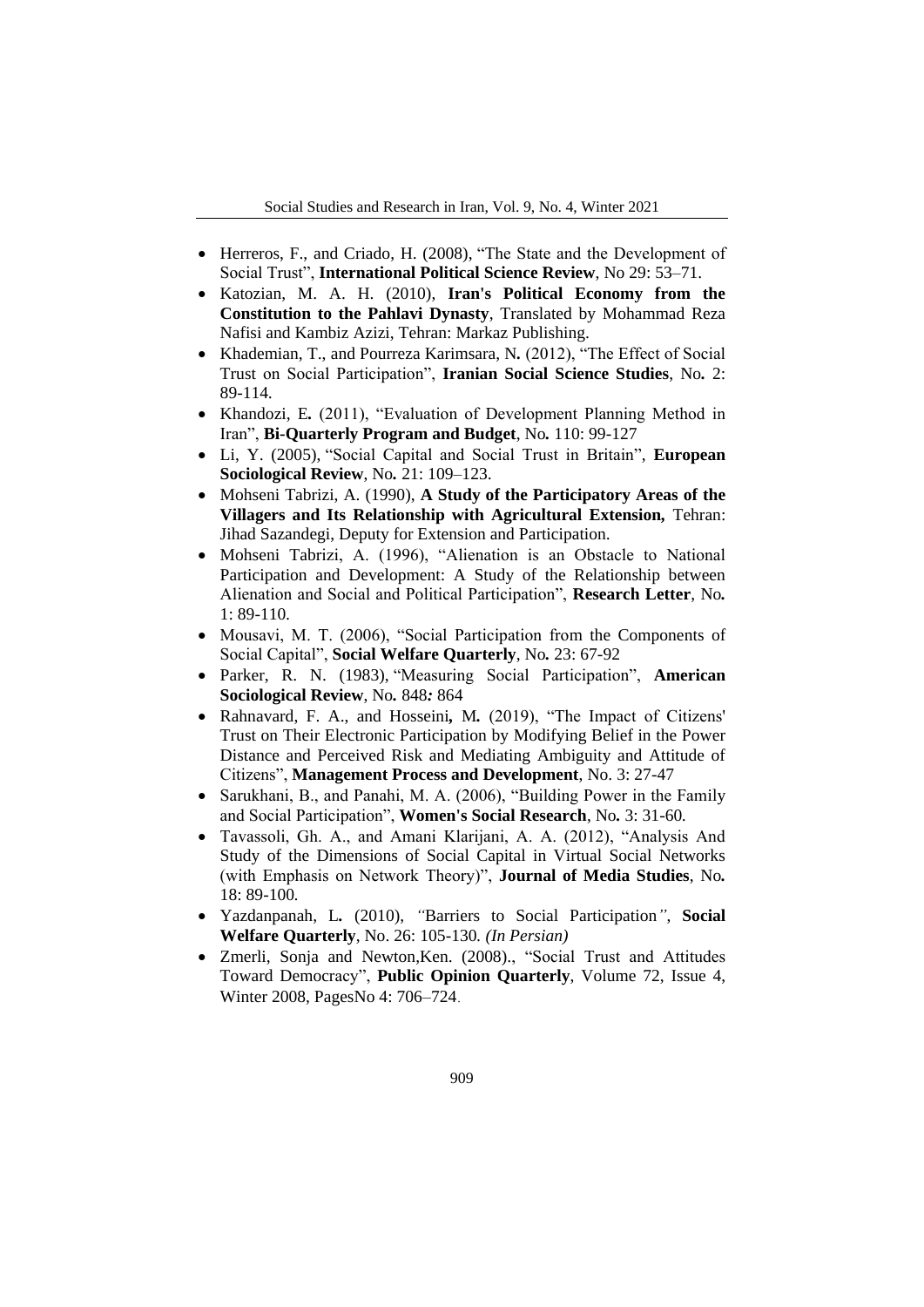- Herreros, F., and Criado, H. (2008), "The State and the Development of Social Trust", **International Political Science Review**, No 29: 53–71.
- Katozian, M. A. H. (2010), **Iran's Political Economy from the Constitution to the Pahlavi Dynasty**, Translated by Mohammad Reza Nafisi and Kambiz Azizi, Tehran: Markaz Publishing.
- Khademian, T., and Pourreza Karimsara, N**.** (2012), "The Effect of Social Trust on Social Participation", **Iranian Social Science Studies**, No**.** 2: 89-114.
- Khandozi, E**.** (2011), "Evaluation of Development Planning Method in Iran", **Bi-Quarterly Program and Budget**, No**.** 110: 99-127
- Li, Y. (2005), "Social Capital and Social Trust in Britain", **European Sociological Review**, No**.** 21: 109–123.
- Mohseni Tabrizi, A. (1990), **A Study of the Participatory Areas of the Villagers and Its Relationship with Agricultural Extension,** Tehran: Jihad Sazandegi, Deputy for Extension and Participation.
- Mohseni Tabrizi, A. (1996), "Alienation is an Obstacle to National Participation and Development: A Study of the Relationship between Alienation and Social and Political Participation", **Research Letter**, No**.** 1: 89-110.
- Mousavi, M. T. (2006), "Social Participation from the Components of Social Capital", **Social Welfare Quarterly**, No**.** 23: 67-92
- Parker, R. N. (1983), "Measuring Social Participation", **American Sociological Review**, No**.** 848***:*** 864
- Rahnavard, F. A., and Hosseini**,** M**.** (2019), "The Impact of Citizens' Trust on Their Electronic Participation by Modifying Belief in the Power Distance and Perceived Risk and Mediating Ambiguity and Attitude of Citizens", **Management Process and Development**, No. 3: 27-47
- Sarukhani, B., and Panahi, M. A. (2006), "Building Power in the Family and Social Participation", **Women's Social Research**, No**.** 3: 31-60.
- Tavassoli, Gh. A., and Amani Klarijani, A. A. (2012), "Analysis And Study of the Dimensions of Social Capital in Virtual Social Networks (with Emphasis on Network Theory)", **Journal of Media Studies**, No**.** 18: 89-100.
- Yazdanpanah, L**.** (2010), *"*Barriers to Social Participation*"*, **Social Welfare Quarterly**, No. 26: 105-130. *(In Persian)*
- Zmerli, Sonja and Newton,Ken. (2008)., "Social Trust and Attitudes Toward Democracy", **Public Opinion Quarterly**, Volume 72, Issue 4, Winter 2008, PagesNo 4: 706–724.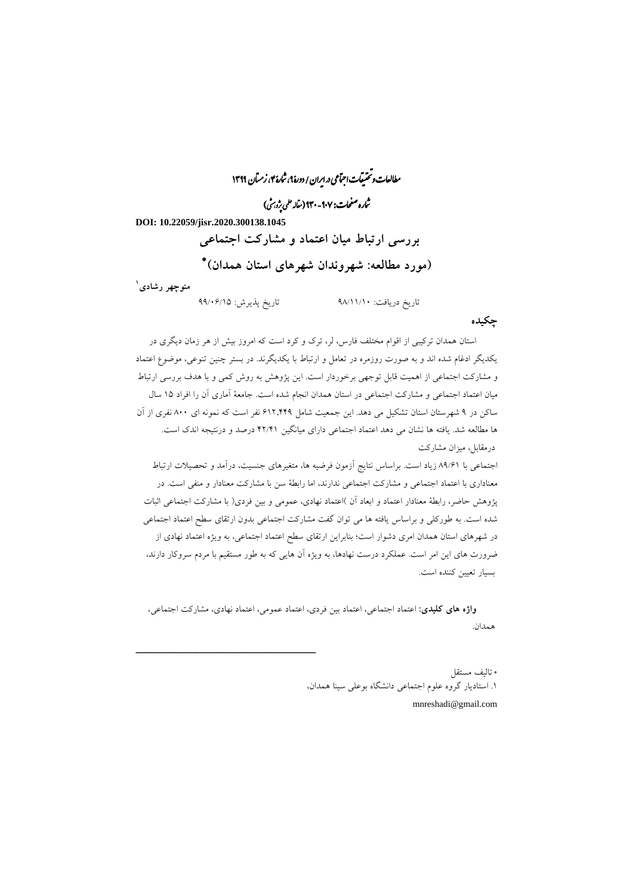DOI: 10.22059/jisr.2020.300138.1045

# بررسی ارتباط میان اعتماد و مشارکت اجتماعی
# (مورد مطالعه: شهروندان شهرهای استان همدان)*

**منوچهر رشادی**[1]

تاریخ دریافت: ۹۸/۱۱/۱۰ &nbsp;&nbsp;&nbsp;&nbsp;&nbsp;&nbsp;&nbsp; تاریخ پذیرش: ۹۹/۰۶/۱۵

## چکیده

استان همدان ترکیبی از اقوام مختلف فارس، لر، ترک و کرد است که امروز بیش از هر زمان دیگری در یکدیگر ادغام شده اند و به صورت روزمره در تعامل و ارتباط با یکدیگرند. در بستر چنین تنوعی، موضوع اعتماد و مشارکت اجتماعی از اهمیت قابل توجهی برخوردار است. این پژوهش به روش کمی و با هدف بررسی ارتباط میان اعتماد اجتماعی و مشارکت اجتماعی در استان همدان انجام شده است. جامعهٔ آماری آن را افراد ۱۵ سال ساکن در ۹ شهرستان استان تشکیل می دهد. این جمعیت شامل ۶۱۲,۴۴۹ نفر است که نمونه ای ۸۰۰ نفری از آن ها مطالعه شد. یافته ها نشان می دهد اعتماد اجتماعی دارای میانگین ۴۲/۴۱ درصد و درنتیجه اندک است. درمقابل، میزان مشارکت اجتماعی با ۸۹/۶۱ زیاد است. براساس نتایج آزمون فرضیه ها، متغیرهای جنسیت، درآمد و تحصیلات ارتباط معناداری با اعتماد اجتماعی و مشارکت اجتماعی ندارند، اما رابطهٔ سن با مشارکت معنادار و منفی است. در پژوهش حاضر، رابطهٔ معنادار اعتماد و ابعاد آن )اعتماد نهادی، عمومی و بین فردی( با مشارکت اجتماعی اثبات شده است. به طورکلی و براساس یافته ها می توان گفت مشارکت اجتماعی بدون ارتقای سطح اعتماد اجتماعی در شهرهای استان همدان امری دشوار است؛ بنابراین ارتقای سطح اعتماد اجتماعی، به ویژه اعتماد نهادی از ضرورت های این امر است. عملکرد درست نهادها، به ویژه آن هایی که به طور مستقیم با مردم سروکار دارند، بسیار تعیین کننده است.

**واژه های کلیدی:** اعتماد اجتماعی، اعتماد بین فردی، اعتماد عمومی، اعتماد نهادی، مشارکت اجتماعی، همدان.

---

* تالیف مستقل

۱. استادیار گروه علوم اجتماعی دانشگاه بوعلی سینا همدان،

mnreshadi@gmail.com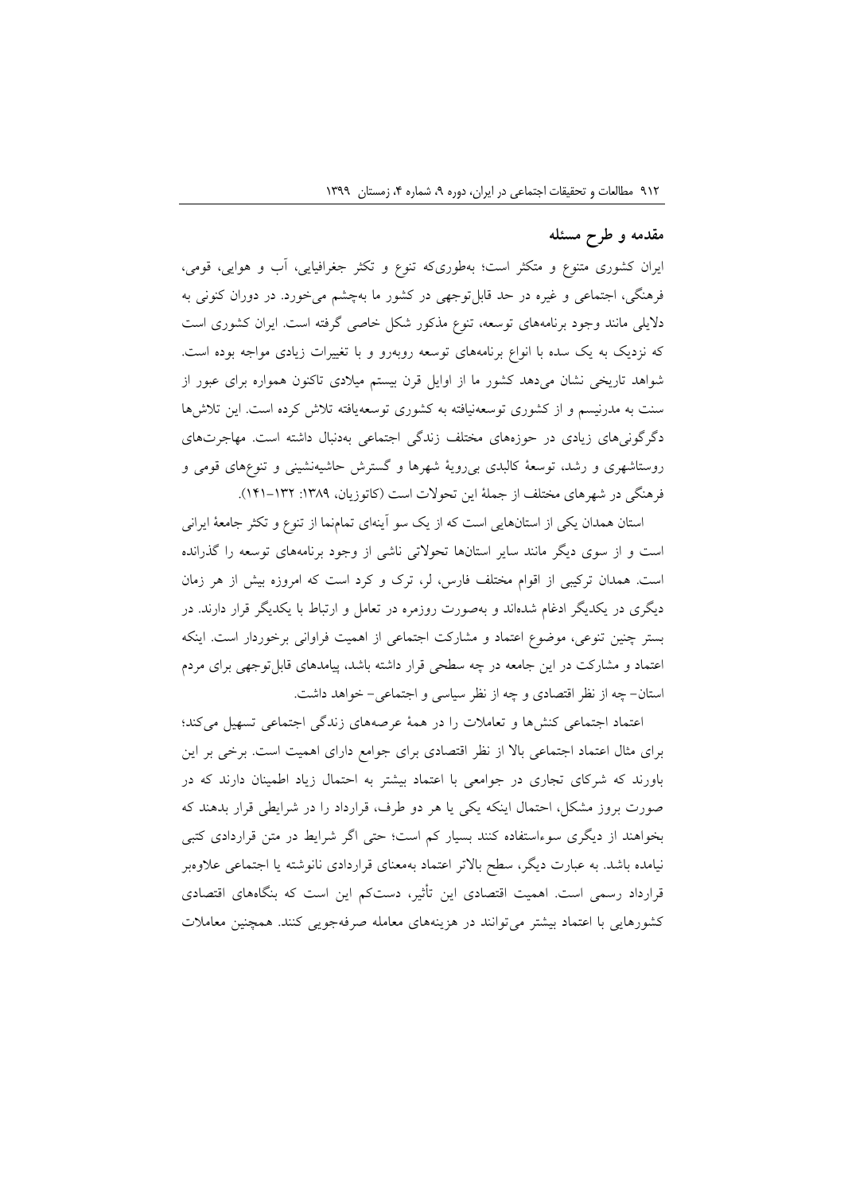## مقدمه و طرح مسئله

ایران کشوری متنوع و متکثر است؛ به‌طوری‌که تنوع و تکثر جغرافیایی، آب و هوایی، قومی، فرهنگی، اجتماعی و غیره در حد قابل‌توجهی در کشور ما به‌چشم می‌خورد. در دوران کنونی به دلایلی مانند وجود برنامه‌های توسعه، تنوع مذکور شکل خاصی گرفته است. ایران کشوری است که نزدیک به یک سده با انواع برنامه‌های توسعه روبه‌رو و با تغییرات زیادی مواجه بوده است. شواهد تاریخی نشان می‌دهد کشور ما از اوایل قرن بیستم میلادی تاکنون همواره برای عبور از سنت به مدرنیسم و از کشوری توسعه‌نیافته به کشوری توسعه‌یافته تلاش کرده است. این تلاش‌ها دگرگونی‌های زیادی در حوزه‌های مختلف زندگی اجتماعی به‌دنبال داشته است. مهاجرت‌های روستاشهری و رشد، توسعهٔ کالبدی بی‌رویهٔ شهرها و گسترش حاشیه‌نشینی و تنوع‌های قومی و فرهنگی در شهرهای مختلف از جملهٔ این تحولات است (کاتوزیان، ۱۳۸۹: ۱۳۲-۱۴۱).

استان همدان یکی از استان‌هایی است که از یک سو آینه‌ای تمام‌نما از تنوع و تکثر جامعهٔ ایرانی است و از سوی دیگر مانند سایر استان‌ها تحولاتی ناشی از وجود برنامه‌های توسعه را گذرانده است. همدان ترکیبی از اقوام مختلف فارس، لر، ترک و کرد است که امروزه بیش از هر زمان دیگری در یکدیگر ادغام شده‌اند و به‌صورت روزمره در تعامل و ارتباط با یکدیگر قرار دارند. در بستر چنین تنوعی، موضوع اعتماد و مشارکت اجتماعی از اهمیت فراوانی برخوردار است. اینکه اعتماد و مشارکت در این جامعه در چه سطحی قرار داشته باشد، پیامدهای قابل‌توجهی برای مردم استان- چه از نظر اقتصادی و چه از نظر سیاسی و اجتماعی- خواهد داشت.

اعتماد اجتماعی کنش‌ها و تعاملات را در همهٔ عرصه‌های زندگی اجتماعی تسهیل می‌کند؛ برای مثال اعتماد اجتماعی بالا از نظر اقتصادی برای جوامع دارای اهمیت است. برخی بر این باورند که شرکای تجاری در جوامعی با اعتماد بیشتر به احتمال زیاد اطمینان دارند که در صورت بروز مشکل، احتمال اینکه یکی یا هر دو طرف، قرارداد را در شرایطی قرار بدهند که بخواهند از دیگری سوءاستفاده کنند بسیار کم است؛ حتی اگر شرایط در متن قراردادی کتبی نیامده باشد. به عبارت دیگر، سطح بالاتر اعتماد به‌معنای قراردادی نانوشته یا اجتماعی علاوه‌بر قرارداد رسمی است. اهمیت اقتصادی این تأثیر، دست‌کم این است که بنگاه‌های اقتصادی کشورهایی با اعتماد بیشتر می‌توانند در هزینه‌های معامله صرفه‌جویی کنند. همچنین معاملات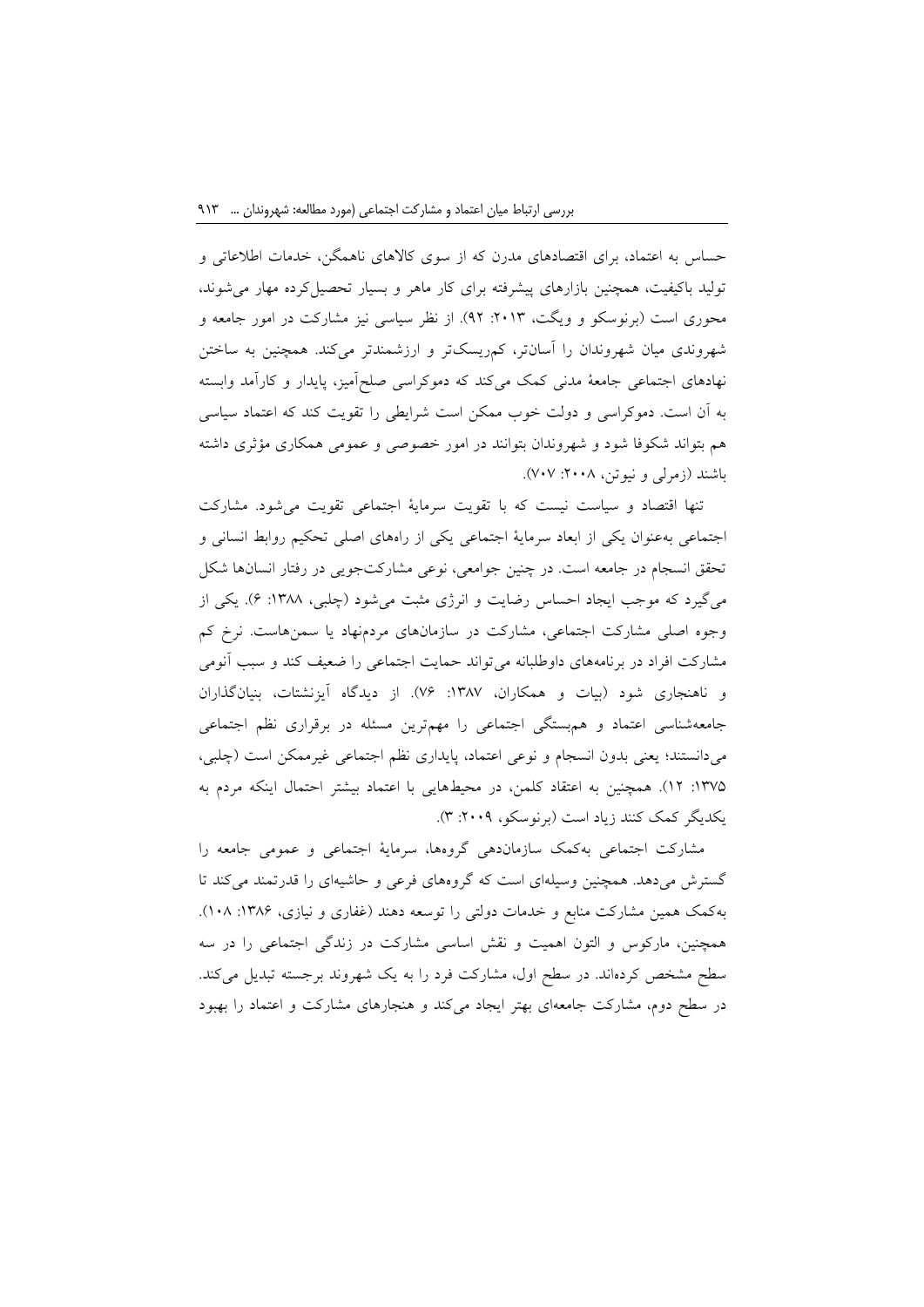حساس به اعتماد، برای اقتصادهای مدرن که از سوی کالاهای ناهمگن، خدمات اطلاعاتی و تولید باکیفیت، همچنین بازارهای پیشرفته برای کار ماهر و بسیار تحصیل‌کرده مهار می‌شوند، محوری است (برنوسکو و ویگت، ۲۰۱۳: ۹۲). از نظر سیاسی نیز مشارکت در امور جامعه و شهروندی میان شهروندان را آسان‌تر، کم‌ریسک‌تر و ارزشمندتر می‌کند. همچنین به ساختن نهادهای اجتماعی جامعهٔ مدنی کمک می‌کند که دموکراسی صلح‌آمیز، پایدار و کارآمد وابسته به آن است. دموکراسی و دولت خوب ممکن است شرایطی را تقویت کند که اعتماد سیاسی هم بتواند شکوفا شود و شهروندان بتوانند در امور خصوصی و عمومی همکاری مؤثری داشته باشند (زمرلی و نیوتن، ۲۰۰۸: ۷۰۷).

تنها اقتصاد و سیاست نیست که با تقویت سرمایهٔ اجتماعی تقویت می‌شود. مشارکت اجتماعی به‌عنوان یکی از ابعاد سرمایهٔ اجتماعی یکی از راه‌های اصلی تحکیم روابط انسانی و تحقق انسجام در جامعه است. در چنین جوامعی، نوعی مشارکت‌جویی در رفتار انسان‌ها شکل می‌گیرد که موجب ایجاد احساس رضایت و انرژی مثبت می‌شود (چلبی، ۱۳۸۸: ۶). یکی از وجوه اصلی مشارکت اجتماعی، مشارکت در سازمان‌های مردم‌نهاد یا سمن‌هاست. نرخ کم مشارکت افراد در برنامه‌های داوطلبانه می‌تواند حمایت اجتماعی را ضعیف کند و سبب آنومی و ناهنجاری شود (بیات و همکاران، ۱۳۸۷: ۷۶). از دیدگاه آیزنشتات، بنیان‌گذاران جامعه‌شناسی اعتماد و همبستگی اجتماعی را مهم‌ترین مسئله در برقراری نظم اجتماعی می‌دانستند؛ یعنی بدون انسجام و نوعی اعتماد، پایداری نظم اجتماعی غیرممکن است (چلبی، ۱۳۷۵: ۱۲). همچنین به اعتقاد کلمن، در محیط‌هایی با اعتماد بیشتر احتمال اینکه مردم به یکدیگر کمک کنند زیاد است (برنوسکو، ۲۰۰۹: ۳).

مشارکت اجتماعی به‌کمک سازمان‌دهی گروه‌ها، سرمایهٔ اجتماعی و عمومی جامعه را گسترش می‌دهد. همچنین وسیله‌ای است که گروه‌های فرعی و حاشیه‌ای را قدرتمند می‌کند تا به‌کمک همین مشارکت منابع و خدمات دولتی را توسعه دهند (غفاری و نیازی، ۱۳۸۶: ۱۰۸). همچنین، مارکوس و التون اهمیت و نقش اساسی مشارکت در زندگی اجتماعی را در سه سطح مشخص کرده‌اند. در سطح اول، مشارکت فرد را به یک شهروند برجسته تبدیل می‌کند. در سطح دوم، مشارکت جامعه‌ای بهتر ایجاد می‌کند و هنجارهای مشارکت و اعتماد را بهبود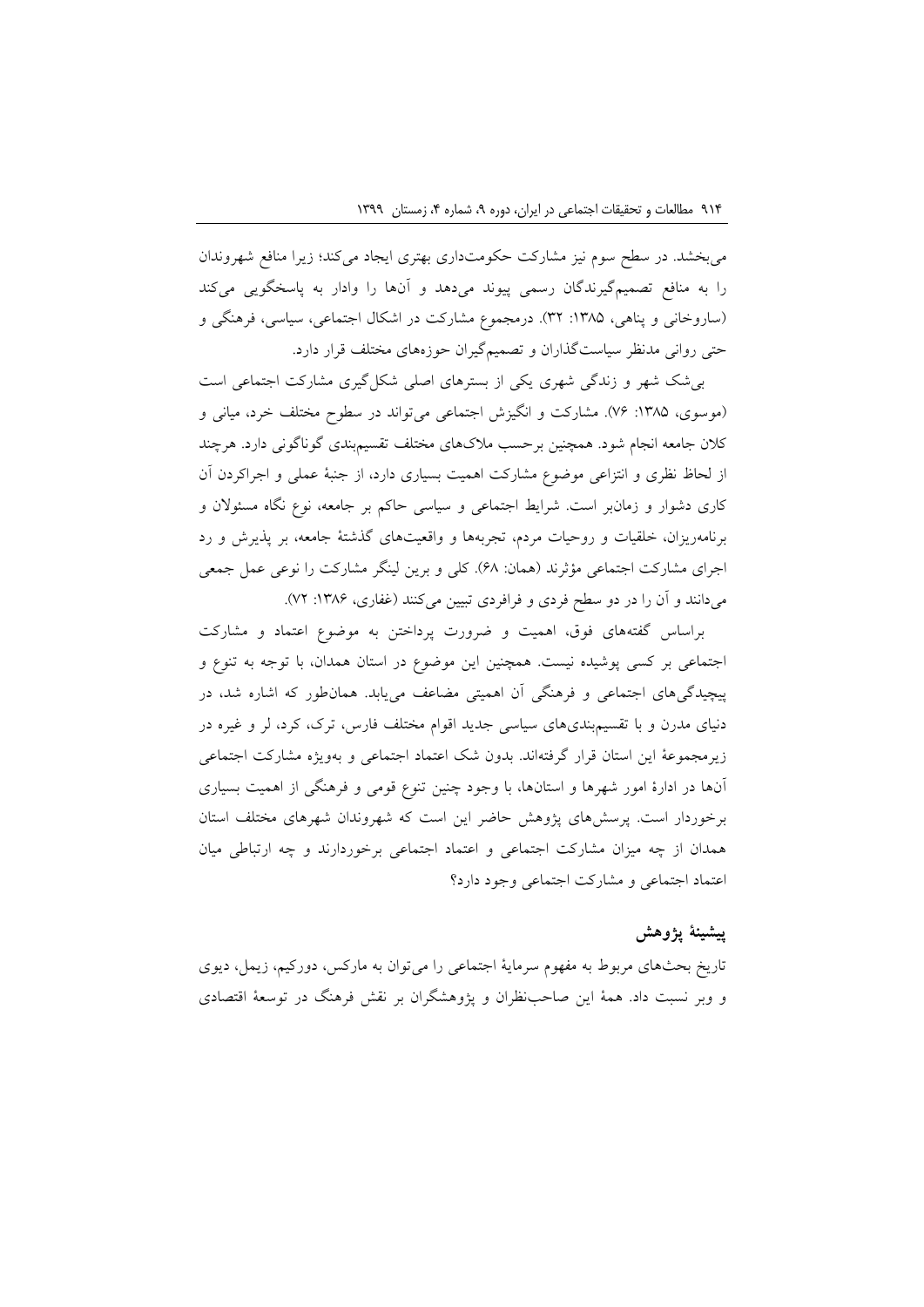می‌بخشد. در سطح سوم نیز مشارکت حکومت‌داری بهتری ایجاد می‌کند؛ زیرا منافع شهروندان را به منافع تصمیم‌گیرندگان رسمی پیوند می‌دهد و آن‌ها را وادار به پاسخگویی می‌کند (ساروخانی و پناهی، ۱۳۸۵: ۳۲). درمجموع مشارکت در اشکال اجتماعی، سیاسی، فرهنگی و حتی روانی مدنظر سیاست‌گذاران و تصمیم‌گیران حوزه‌های مختلف قرار دارد.

بی‌شک شهر و زندگی شهری یکی از بسترهای اصلی شکل‌گیری مشارکت اجتماعی است (موسوی، ۱۳۸۵: ۷۶). مشارکت و انگیزش اجتماعی می‌تواند در سطوح مختلف خرد، میانی و کلان جامعه انجام شود. همچنین برحسب ملاک‌های مختلف تقسیم‌بندی گوناگونی دارد. هرچند از لحاظ نظری و انتزاعی موضوع مشارکت اهمیت بسیاری دارد، از جنبهٔ عملی و اجراکردن آن کاری دشوار و زمان‌بر است. شرایط اجتماعی و سیاسی حاکم بر جامعه، نوع نگاه مسئولان و برنامه‌ریزان، خلقیات و روحیات مردم، تجربه‌ها و واقعیت‌های گذشتهٔ جامعه، بر پذیرش و رد اجرای مشارکت اجتماعی مؤثرند (همان: ۶۸). کلی و برین لینگر مشارکت را نوعی عمل جمعی می‌دانند و آن را در دو سطح فردی و فرافردی تبیین می‌کنند (غفاری، ۱۳۸۶: ۷۲).

براساس گفته‌های فوق، اهمیت و ضرورت پرداختن به موضوع اعتماد و مشارکت اجتماعی بر کسی پوشیده نیست. همچنین این موضوع در استان همدان، با توجه به تنوع و پیچیدگی‌های اجتماعی و فرهنگی آن اهمیتی مضاعف می‌یابد. همان‌طور که اشاره شد، در دنیای مدرن و با تقسیم‌بندی‌های سیاسی جدید اقوام مختلف فارس، ترک، کرد، لر و غیره در زیرمجموعهٔ این استان قرار گرفته‌اند. بدون شک اعتماد اجتماعی و به‌ویژه مشارکت اجتماعی آن‌ها در ادارهٔ امور شهرها و استان‌ها، با وجود چنین تنوع قومی و فرهنگی از اهمیت بسیاری برخوردار است. پرسش‌های پژوهش حاضر این است که شهروندان شهرهای مختلف استان همدان از چه میزان مشارکت اجتماعی و اعتماد اجتماعی برخوردارند و چه ارتباطی میان اعتماد اجتماعی و مشارکت اجتماعی وجود دارد؟

## پیشینهٔ پژوهش

تاریخ بحث‌های مربوط به مفهوم سرمایهٔ اجتماعی را می‌توان به مارکس، دورکیم، زیمل، دیوی و وبر نسبت داد. همهٔ این صاحب‌نظران و پژوهشگران بر نقش فرهنگ در توسعهٔ اقتصادی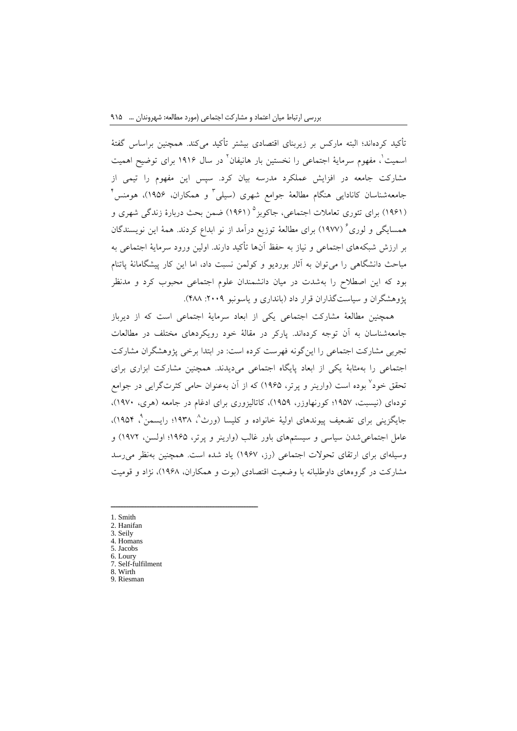تأکید کرده‌اند؛ البته مارکس بر زیربنای اقتصادی بیشتر تأکید می‌کند. همچنین براساس گفتهٔ اسمیت[1]، مفهوم سرمایهٔ اجتماعی را نخستین بار هانیفان[2] در سال ۱۹۱۶ برای توضیح اهمیت مشارکت جامعه در افزایش عملکرد مدرسه بیان کرد. سپس این مفهوم را تیمی از جامعه‌شناسان کانادایی هنگام مطالعهٔ جوامع شهری (سیلی[3] و همکاران، ۱۹۵۶)، هومنس[4] (۱۹۶۱) برای تئوری تعاملات اجتماعی، جاکوبز[5] (۱۹۶۱) ضمن بحث دربارهٔ زندگی شهری و همسایگی و لوری[6] (۱۹۷۷) برای مطالعهٔ توزیع درآمد از نو ابداع کردند. همهٔ این نویسندگان بر ارزش شبکه‌های اجتماعی و نیاز به حفظ آن‌ها تأکید دارند. اولین ورود سرمایهٔ اجتماعی به مباحث دانشگاهی را می‌توان به آثار بوردیو و کولمن نسبت داد، اما این کار پیشگامانهٔ پاتنام بود که این اصطلاح را به‌شدت در میان دانشمندان علوم اجتماعی محبوب کرد و مدنظر پژوهشگران و سیاست‌گذاران قرار داد (بانداری و یاسونبو ۲۰۰۹: ۴۸۸).

همچنین مطالعهٔ مشارکت اجتماعی یکی از ابعاد سرمایهٔ اجتماعی است که از دیرباز جامعه‌شناسان به آن توجه کرده‌اند. پارکر در مقالهٔ خود رویکردهای مختلف در مطالعات تجربی مشارکت اجتماعی را این‌گونه فهرست کرده است: در ابتدا برخی پژوهشگران مشارکت اجتماعی را به‌مثابهٔ یکی از ابعاد پایگاه اجتماعی می‌دیدند. همچنین مشارکت ابزاری برای تحقق خود[7] بوده است (وارینر و پرتر، ۱۹۶۵) که از آن به‌عنوان حامی کثرت‌گرایی در جوامع توده‌ای (نیسبت، ۱۹۵۷؛ کورنهاوزر، ۱۹۵۹)، کاتالیزوری برای ادغام در جامعه (هری، ۱۹۷۰)، جایگزینی برای تضعیف پیوندهای اولیهٔ خانواده و کلیسا (ورث[8]، ۱۹۳۸؛ رایسمن[9]، ۱۹۵۴)، عامل اجتماعی‌شدن سیاسی و سیستم‌های باور غالب (وارینر و پرتر، ۱۹۶۵؛ اولسن، ۱۹۷۲) و وسیله‌ای برای ارتقای تحولات اجتماعی (رز، ۱۹۶۷) یاد شده است. همچنین به‌نظر می‌رسد مشارکت در گروه‌های داوطلبانه با وضعیت اقتصادی (بوت و همکاران، ۱۹۶۸)، نژاد و قومیت

---

1. Smith
2. Hanifan
3. Seily
4. Homans
5. Jacobs
6. Loury
7. Self-fulfilment
8. Wirth
9. Riesman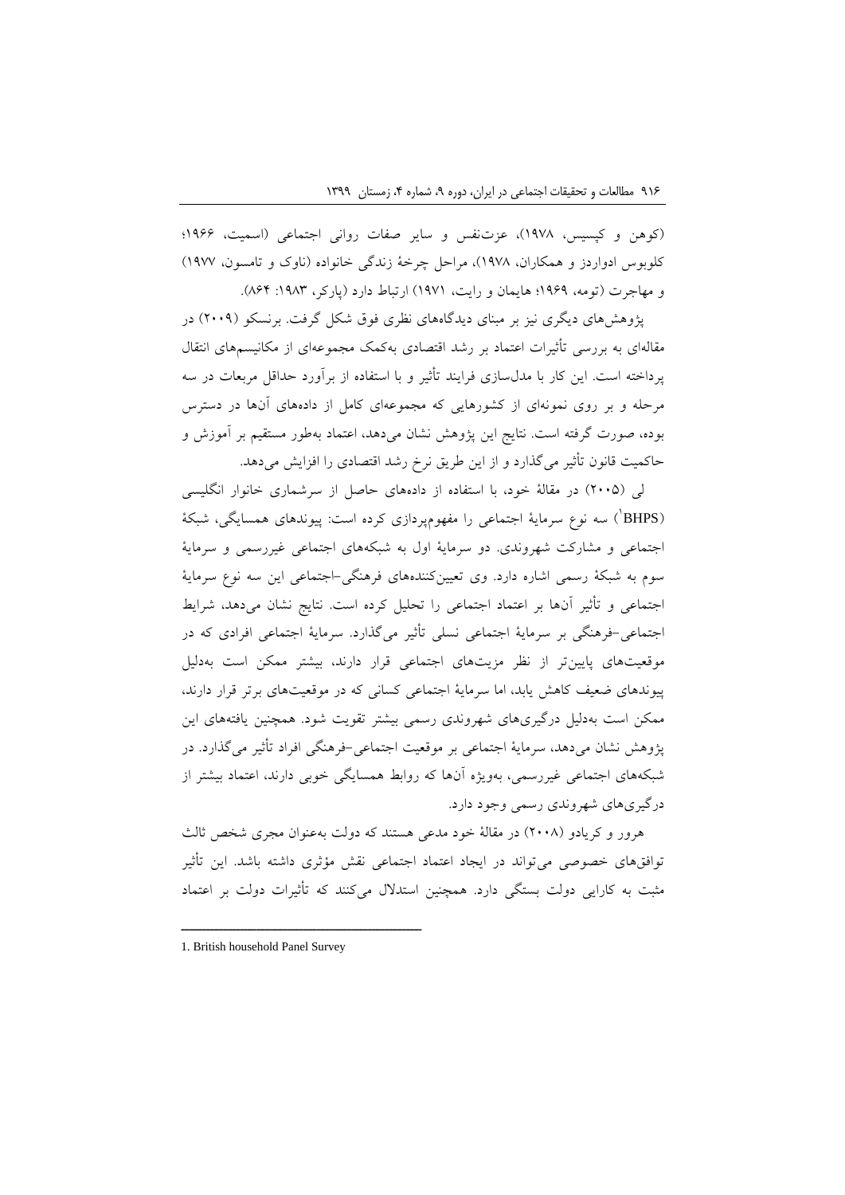(کوهن و کپسیس، ۱۹۷۸)، عزت‌نفس و سایر صفات روانی اجتماعی (اسمیت، ۱۹۶۶؛ کلوبوس ادواردز و همکاران، ۱۹۷۸)، مراحل چرخهٔ زندگی خانواده (ناوک و تامسون، ۱۹۷۷) و مهاجرت (تومه، ۱۹۶۹؛ هایمان و رایت، ۱۹۷۱) ارتباط دارد (پارکر، ۱۹۸۳: ۸۶۴).

پژوهش‌های دیگری نیز بر مبنای دیدگاه‌های نظری فوق شکل گرفت. برنسکو (۲۰۰۹) در مقاله‌ای به بررسی تأثیرات اعتماد بر رشد اقتصادی به‌کمک مجموعه‌ای از مکانیسم‌های انتقال پرداخته است. این کار با مدل‌سازی فرایند تأثیر و با استفاده از برآورد حداقل مربعات در سه مرحله و بر روی نمونه‌ای از کشورهایی که مجموعه‌ای کامل از داده‌های آن‌ها در دسترس بوده، صورت گرفته است. نتایج این پژوهش نشان می‌دهد، اعتماد به‌طور مستقیم بر آموزش و حاکمیت قانون تأثیر می‌گذارد و از این طریق نرخ رشد اقتصادی را افزایش می‌دهد.

لی (۲۰۰۵) در مقالهٔ خود، با استفاده از داده‌های حاصل از سرشماری خانوار انگلیسی (BHPS[1]) سه نوع سرمایهٔ اجتماعی را مفهوم‌پردازی کرده است: پیوندهای همسایگی، شبکهٔ اجتماعی و مشارکت شهروندی. دو سرمایهٔ اول به شبکه‌های اجتماعی غیررسمی و سرمایهٔ سوم به شبکهٔ رسمی اشاره دارد. وی تعیین‌کننده‌های فرهنگی-اجتماعی این سه نوع سرمایهٔ اجتماعی و تأثیر آن‌ها بر اعتماد اجتماعی را تحلیل کرده است. نتایج نشان می‌دهد، شرایط اجتماعی-فرهنگی بر سرمایهٔ اجتماعی نسلی تأثیر می‌گذارد. سرمایهٔ اجتماعی افرادی که در موقعیت‌های پایین‌تر از نظر مزیت‌های اجتماعی قرار دارند، بیشتر ممکن است به‌دلیل پیوندهای ضعیف کاهش یابد، اما سرمایهٔ اجتماعی کسانی که در موقعیت‌های برتر قرار دارند، ممکن است به‌دلیل درگیری‌های شهروندی رسمی بیشتر تقویت شود. همچنین یافته‌های این پژوهش نشان می‌دهد، سرمایهٔ اجتماعی بر موقعیت اجتماعی-فرهنگی افراد تأثیر می‌گذارد. در شبکه‌های اجتماعی غیررسمی، به‌ویژه آن‌ها که روابط همسایگی خوبی دارند، اعتماد بیشتر از درگیری‌های شهروندی رسمی وجود دارد.

هرور و کریادو (۲۰۰۸) در مقالهٔ خود مدعی هستند که دولت به‌عنوان مجری شخص ثالث توافق‌های خصوصی می‌تواند در ایجاد اعتماد اجتماعی نقش مؤثری داشته باشد. این تأثیر مثبت به کارایی دولت بستگی دارد. همچنین استدلال می‌کنند که تأثیرات دولت بر اعتماد

---

1. British household Panel Survey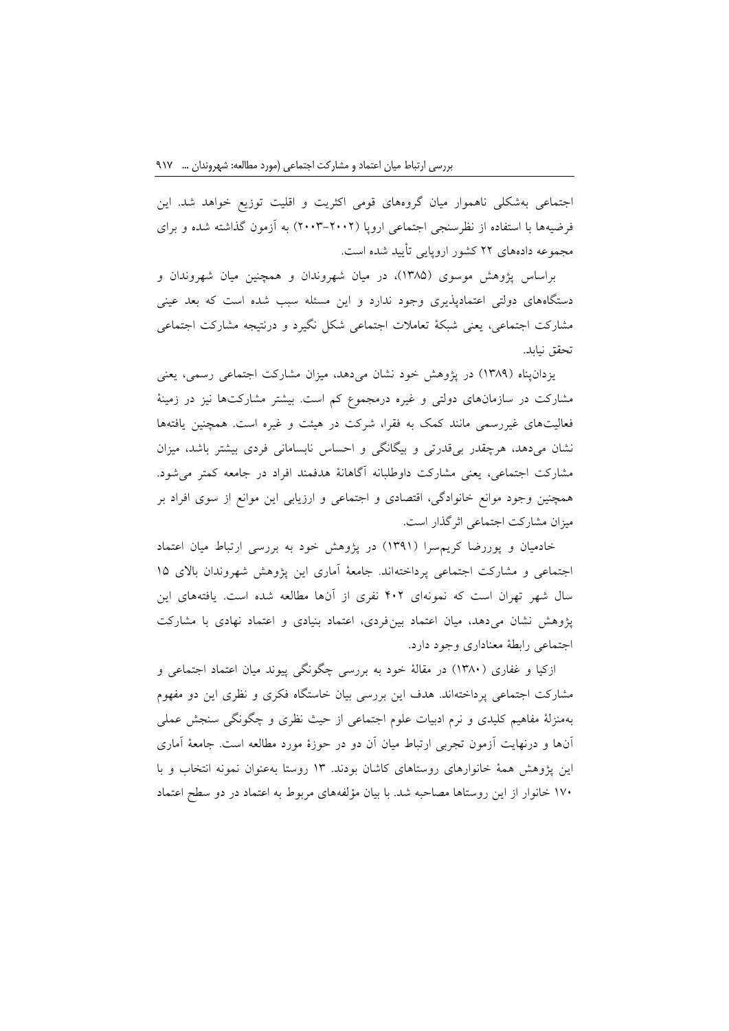اجتماعی به‌شکلی ناهموار میان گروه‌های قومی اکثریت و اقلیت توزیع خواهد شد. این فرضیه‌ها با استفاده از نظرسنجی اجتماعی اروپا (۲۰۰۲-۲۰۰۳) به آزمون گذاشته شده و برای مجموعه داده‌های ۲۲ کشور اروپایی تأیید شده است.

براساس پژوهش موسوی (۱۳۸۵)، در میان شهروندان و همچنین میان شهروندان و دستگاه‌های دولتی اعتمادپذیری وجود ندارد و این مسئله سبب شده است که بعد عینی مشارکت اجتماعی، یعنی شبکهٔ تعاملات اجتماعی شکل نگیرد و درنتیجه مشارکت اجتماعی تحقق نیابد.

یزدان‌پناه (۱۳۸۹) در پژوهش خود نشان می‌دهد، میزان مشارکت اجتماعی رسمی، یعنی مشارکت در سازمان‌های دولتی و غیره درمجموع کم است. بیشتر مشارکت‌ها نیز در زمینهٔ فعالیت‌های غیررسمی مانند کمک به فقرا، شرکت در هیئت و غیره است. همچنین یافته‌ها نشان می‌دهد، هرچقدر بی‌قدرتی و بیگانگی و احساس نابسامانی فردی بیشتر باشد، میزان مشارکت اجتماعی، یعنی مشارکت داوطلبانه آگاهانهٔ هدفمند افراد در جامعه کمتر می‌شود. همچنین وجود موانع خانوادگی، اقتصادی و اجتماعی و ارزیابی این موانع از سوی افراد بر میزان مشارکت اجتماعی اثرگذار است.

خادمیان و پوررضا کریم‌سرا (۱۳۹۱) در پژوهش خود به بررسی ارتباط میان اعتماد اجتماعی و مشارکت اجتماعی پرداخته‌اند. جامعهٔ آماری این پژوهش شهروندان بالای ۱۵ سال شهر تهران است که نمونه‌ای ۴۰۲ نفری از آن‌ها مطالعه شده است. یافته‌های این پژوهش نشان می‌دهد، میان اعتماد بین‌فردی، اعتماد بنیادی و اعتماد نهادی با مشارکت اجتماعی رابطهٔ معناداری وجود دارد.

ازکیا و غفاری (۱۳۸۰) در مقالهٔ خود به بررسی چگونگی پیوند میان اعتماد اجتماعی و مشارکت اجتماعی پرداخته‌اند. هدف این بررسی بیان خاستگاه فکری و نظری این دو مفهوم به‌منزلهٔ مفاهیم کلیدی و نرم ادبیات علوم اجتماعی از حیث نظری و چگونگی سنجش عملی آن‌ها و درنهایت آزمون تجربی ارتباط میان آن دو در حوزهٔ مورد مطالعه است. جامعهٔ آماری این پژوهش همهٔ خانوارهای روستاهای کاشان بودند. ۱۳ روستا به‌عنوان نمونه انتخاب و با ۱۷۰ خانوار از این روستاها مصاحبه شد. با بیان مؤلفه‌های مربوط به اعتماد در دو سطح اعتماد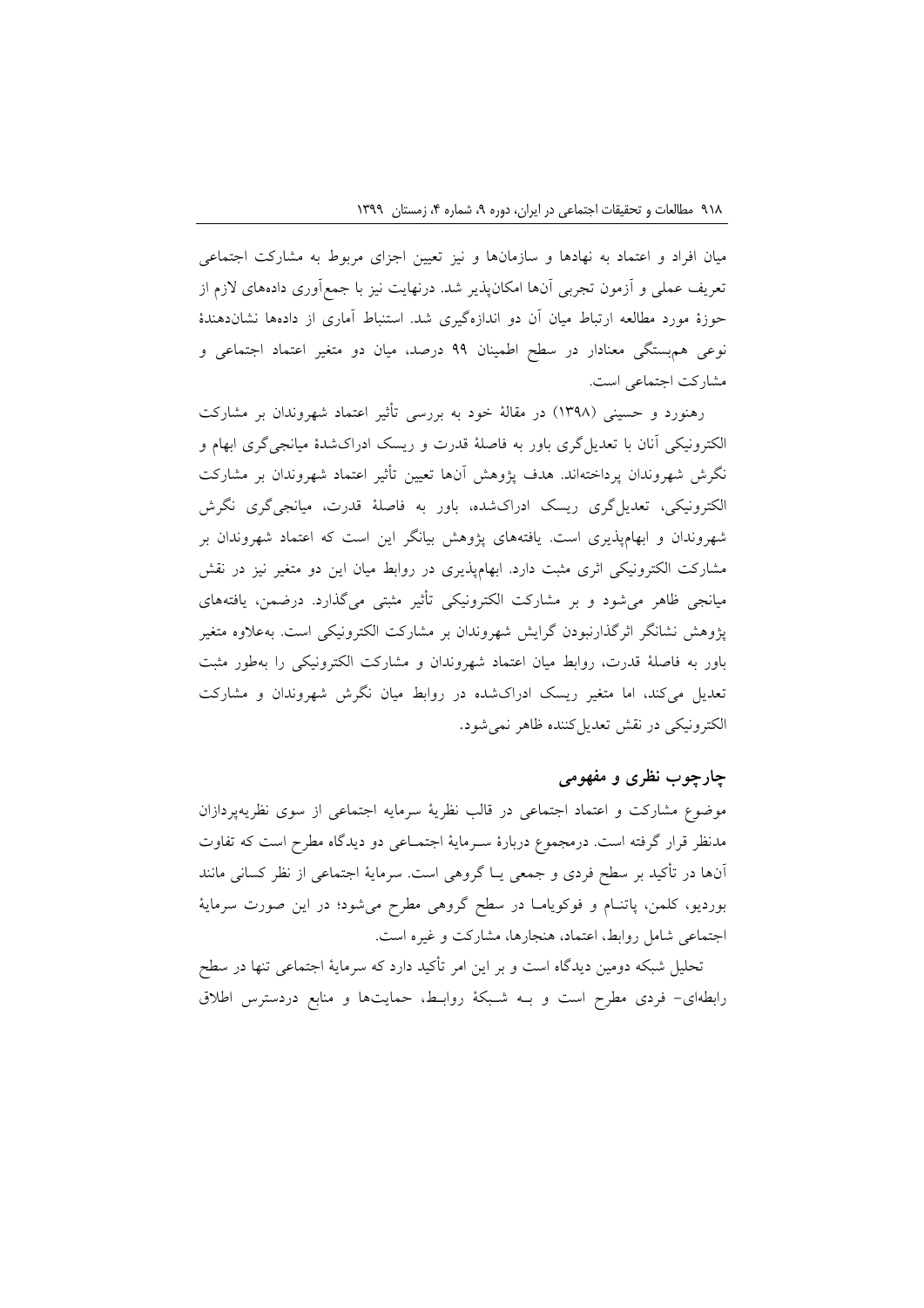میان افراد و اعتماد به نهادها و سازمان‌ها و نیز تعیین اجزای مربوط به مشارکت اجتماعی تعریف عملی و آزمون تجربی آن‌ها امکان‌پذیر شد. درنهایت نیز با جمع‌آوری داده‌های لازم از حوزهٔ مورد مطالعه ارتباط میان آن دو اندازه‌گیری شد. استنباط آماری از داده‌ها نشان‌دهندهٔ نوعی هم‌بستگی معنادار در سطح اطمینان ۹۹ درصد، میان دو متغیر اعتماد اجتماعی و مشارکت اجتماعی است.

رهنورد و حسینی (۱۳۹۸) در مقالهٔ خود به بررسی تأثیر اعتماد شهروندان بر مشارکت الکترونیکی آنان با تعدیل‌گری باور به فاصلهٔ قدرت و ریسک ادراک‌شدهٔ میانجی‌گری ابهام و نگرش شهروندان پرداخته‌اند. هدف پژوهش آن‌ها تعیین تأثیر اعتماد شهروندان بر مشارکت الکترونیکی، تعدیل‌گری ریسک ادراک‌شده، باور به فاصلهٔ قدرت، میانجی‌گری نگرش شهروندان و ابهام‌پذیری است. یافته‌های پژوهش بیانگر این است که اعتماد شهروندان بر مشارکت الکترونیکی اثری مثبت دارد. ابهام‌پذیری در روابط میان این دو متغیر نیز در نقش میانجی ظاهر می‌شود و بر مشارکت الکترونیکی تأثیر مثبتی می‌گذارد. درضمن، یافته‌های پژوهش نشانگر اثرگذارنبودن گرایش شهروندان بر مشارکت الکترونیکی است. به‌علاوه متغیر باور به فاصلهٔ قدرت، روابط میان اعتماد شهروندان و مشارکت الکترونیکی را به‌طور مثبت تعدیل می‌کند، اما متغیر ریسک ادراک‌شده در روابط میان نگرش شهروندان و مشارکت الکترونیکی در نقش تعدیل‌کننده ظاهر نمی‌شود.

## چارچوب نظری و مفهومی

موضوع مشارکت و اعتماد اجتماعی در قالب نظریهٔ سرمایه اجتماعی از سوی نظریه‌پردازان مدنظر قرار گرفته است. درمجموع دربارهٔ سرمایهٔ اجتماعی دو دیدگاه مطرح است که تفاوت آن‌ها در تأکید بر سطح فردی و جمعی یا گروهی است. سرمایهٔ اجتماعی از نظر کسانی مانند بوردیو، کلمن، پاتنام و فوکویاما در سطح گروهی مطرح می‌شود؛ در این صورت سرمایهٔ اجتماعی شامل روابط، اعتماد، هنجارها، مشارکت و غیره است.

تحلیل شبکه دومین دیدگاه است و بر این امر تأکید دارد که سرمایهٔ اجتماعی تنها در سطح رابطه‌ای- فردی مطرح است و به شبکهٔ روابط، حمایت‌ها و منابع دردسترس اطلاق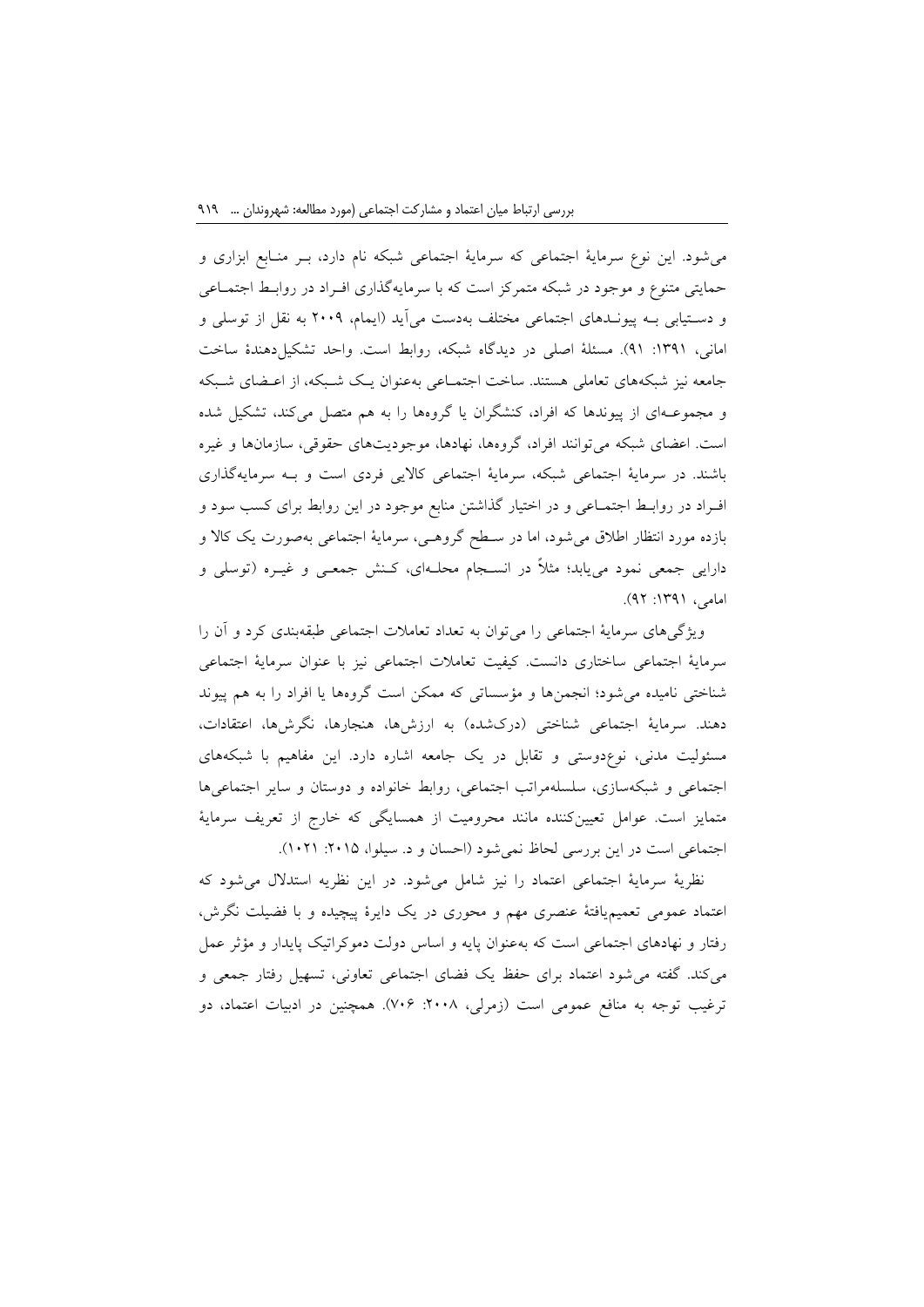می‌شود. این نوع سرمایهٔ اجتماعی که سرمایهٔ اجتماعی شبکه نام دارد، بر منابع ابزاری و حمایتی متنوع و موجود در شبکه متمرکز است که با سرمایه‌گذاری افراد در روابط اجتماعی و دستیابی به پیوندهای اجتماعی مختلف به‌دست می‌آید (ایمام، ۲۰۰۹ به نقل از توسلی و امانی، ۱۳۹۱: ۹۱). مسئلهٔ اصلی در دیدگاه شبکه، روابط است. واحد تشکیل‌دهندهٔ ساخت جامعه نیز شبکه‌های تعاملی هستند. ساخت اجتماعی به‌عنوان یک شبکه، از اعضای شبکه و مجموعه‌ای از پیوندها که افراد، کنشگران یا گروه‌ها را به هم متصل می‌کند، تشکیل شده است. اعضای شبکه می‌توانند افراد، گروه‌ها، نهادها، موجودیت‌های حقوقی، سازمان‌ها و غیره باشند. در سرمایهٔ اجتماعی شبکه، سرمایهٔ اجتماعی کالایی فردی است و به سرمایه‌گذاری افراد در روابط اجتماعی و در اختیار گذاشتن منابع موجود در این روابط برای کسب سود و بازده مورد انتظار اطلاق می‌شود، اما در سطح گروهی، سرمایهٔ اجتماعی به‌صورت یک کالا و دارایی جمعی نمود می‌یابد؛ مثلاً در انسجام محله‌ای، کنش جمعی و غیره (توسلی و امامی، ۱۳۹۱: ۹۲).

ویژگی‌های سرمایهٔ اجتماعی را می‌توان به تعداد تعاملات اجتماعی طبقه‌بندی کرد و آن را سرمایهٔ اجتماعی ساختاری دانست. کیفیت تعاملات اجتماعی نیز با عنوان سرمایهٔ اجتماعی شناختی نامیده می‌شود؛ انجمن‌ها و مؤسساتی که ممکن است گروه‌ها یا افراد را به هم پیوند دهند. سرمایهٔ اجتماعی شناختی (درک‌شده) به ارزش‌ها، هنجارها، نگرش‌ها، اعتقادات، مسئولیت مدنی، نوع‌دوستی و تقابل در یک جامعه اشاره دارد. این مفاهیم با شبکه‌های اجتماعی و شبکه‌سازی، سلسله‌مراتب اجتماعی، روابط خانواده و دوستان و سایر اجتماعی‌ها متمایز است. عوامل تعیین‌کننده مانند محرومیت از همسایگی که خارج از تعریف سرمایهٔ اجتماعی است در این بررسی لحاظ نمی‌شود (احسان و د. سیلوا، ۲۰۱۵: ۱۰۲۱).

نظریهٔ سرمایهٔ اجتماعی اعتماد را نیز شامل می‌شود. در این نظریه استدلال می‌شود که اعتماد عمومی تعمیم‌یافتهٔ عنصری مهم و محوری در یک دایرهٔ پیچیده و با فضیلت نگرش، رفتار و نهادهای اجتماعی است که به‌عنوان پایه و اساس دولت دموکراتیک پایدار و مؤثر عمل می‌کند. گفته می‌شود اعتماد برای حفظ یک فضای اجتماعی تعاونی، تسهیل رفتار جمعی و ترغیب توجه به منافع عمومی است (زمرلی، ۲۰۰۸: ۷۰۶). همچنین در ادبیات اعتماد، دو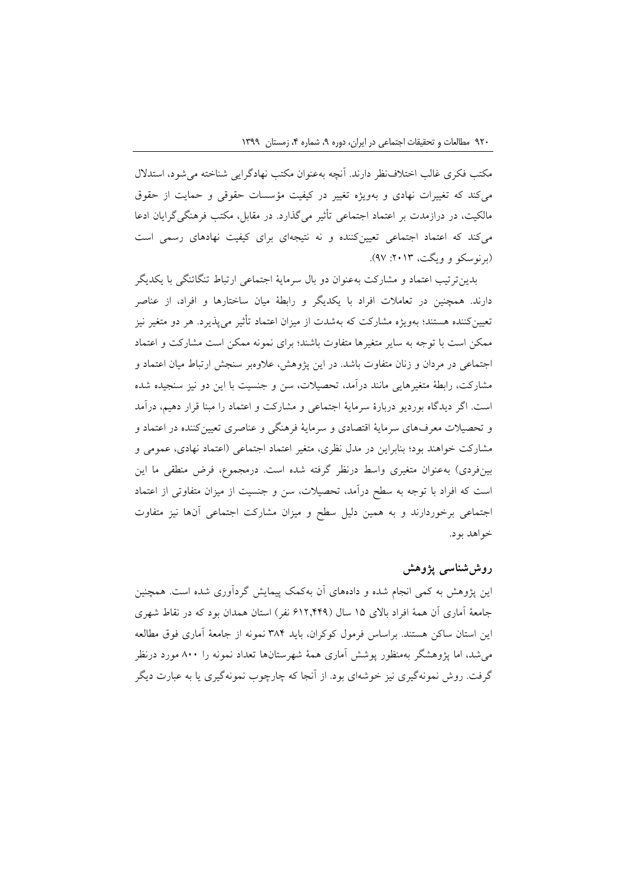مکتب فکری غالب اختلاف‌نظر دارند. آنچه به‌عنوان مکتب نهادگرایی شناخته می‌شود، استدلال می‌کند که تغییرات نهادی و به‌ویژه تغییر در کیفیت مؤسسات حقوقی و حمایت از حقوق مالکیت، در درازمدت بر اعتماد اجتماعی تأثیر می‌گذارد. در مقابل، مکتب فرهنگی‌گرایان ادعا می‌کند که اعتماد اجتماعی تعیین‌کننده و نه نتیجه‌ای برای کیفیت نهادهای رسمی است (برنوسکو و ویگت، ۲۰۱۳: ۹۷).

بدین‌ترتیب اعتماد و مشارکت به‌عنوان دو بال سرمایهٔ اجتماعی ارتباط تنگاتنگی با یکدیگر دارند. همچنین در تعاملات افراد با یکدیگر و رابطهٔ میان ساختارها و افراد، از عناصر تعیین‌کننده هستند؛ به‌ویژه مشارکت که به‌شدت از میزان اعتماد تأثیر می‌پذیرد. هر دو متغیر نیز ممکن است با توجه به سایر متغیرها متفاوت باشند؛ برای نمونه ممکن است مشارکت و اعتماد اجتماعی در مردان و زنان متفاوت باشد. در این پژوهش، علاوه‌بر سنجش ارتباط میان اعتماد و مشارکت، رابطهٔ متغیرهایی مانند درآمد، تحصیلات، سن و جنسیت با این دو نیز سنجیده شده است. اگر دیدگاه بوردیو دربارهٔ سرمایهٔ اجتماعی و مشارکت و اعتماد را مبنا قرار دهیم، درآمد و تحصیلات معرف‌های سرمایهٔ اقتصادی و سرمایهٔ فرهنگی و عناصری تعیین‌کننده در اعتماد و مشارکت خواهند بود؛ بنابراین در مدل نظری، متغیر اعتماد اجتماعی (اعتماد نهادی، عمومی و بین‌فردی) به‌عنوان متغیری واسط درنظر گرفته شده است. درمجموع، فرض منطقی ما این است که افراد با توجه به سطح درآمد، تحصیلات، سن و جنسیت از میزان متفاوتی از اعتماد اجتماعی برخوردارند و به همین دلیل سطح و میزان مشارکت اجتماعی آن‌ها نیز متفاوت خواهد بود.

## روش‌شناسی پژوهش

این پژوهش به کمی انجام شده و داده‌های آن به‌کمک پیمایش گردآوری شده است. همچنین جامعهٔ آماری آن همهٔ افراد بالای ۱۵ سال (۶۱۲,۴۴۹ نفر) استان همدان بود که در نقاط شهری این استان ساکن هستند. براساس فرمول کوکران، باید ۳۸۴ نمونه از جامعهٔ آماری فوق مطالعه می‌شد، اما پژوهشگر به‌منظور پوشش آماری همهٔ شهرستان‌ها تعداد نمونه را ۸۰۰ مورد درنظر گرفت. روش نمونه‌گیری نیز خوشه‌ای بود. از آنجا که چارچوب نمونه‌گیری یا به عبارت دیگر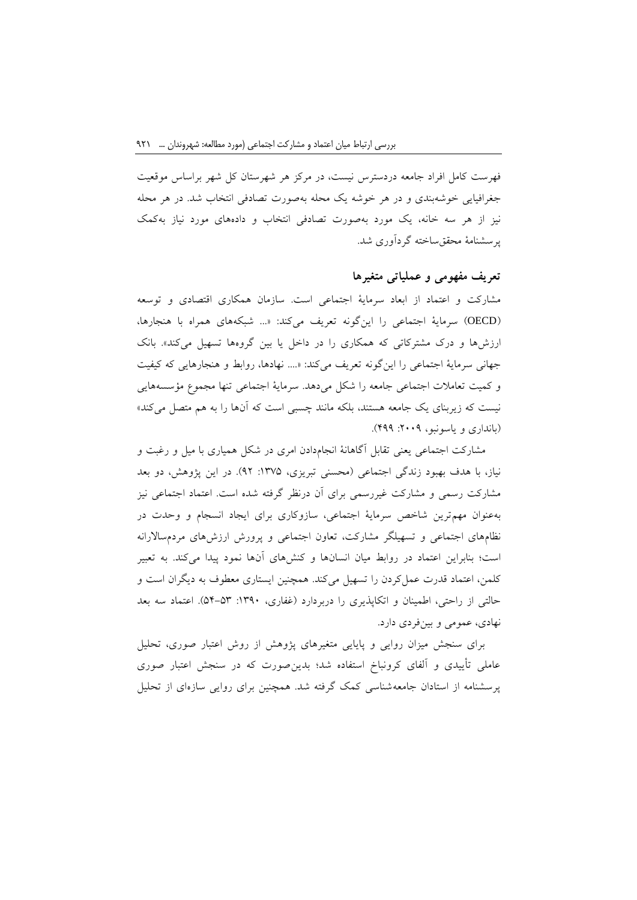فهرست کامل افراد جامعه دردسترس نیست، در مرکز هر شهرستان کل شهر براساس موقعیت جغرافیایی خوشه‌بندی و در هر خوشه یک محله به‌صورت تصادفی انتخاب شد. در هر محله نیز از هر سه خانه، یک مورد به‌صورت تصادفی انتخاب و داده‌های مورد نیاز به‌کمک پرسشنامهٔ محقق‌ساخته گردآوری شد.

## تعریف مفهومی و عملیاتی متغیرها

مشارکت و اعتماد از ابعاد سرمایهٔ اجتماعی است. سازمان همکاری اقتصادی و توسعه (OECD) سرمایهٔ اجتماعی را این‌گونه تعریف می‌کند: «... شبکه‌های همراه با هنجارها، ارزش‌ها و درک مشترکاتی که همکاری را در داخل یا بین گروه‌ها تسهیل می‌کند». بانک جهانی سرمایهٔ اجتماعی را این‌گونه تعریف می‌کند: «.... نهادها، روابط و هنجارهایی که کیفیت و کمیت تعاملات اجتماعی جامعه را شکل می‌دهد. سرمایهٔ اجتماعی تنها مجموع مؤسسه‌هایی نیست که زیربنای یک جامعه هستند، بلکه مانند چسبی است که آن‌ها را به هم متصل می‌کند» (بانداری و یاسونبو، ۲۰۰۹: ۴۹۹).

مشارکت اجتماعی یعنی تقابل آگاهانهٔ انجام‌دادن امری در شکل همیاری با میل و رغبت و نیاز، با هدف بهبود زندگی اجتماعی (محسنی تبریزی، ۱۳۷۵: ۹۲). در این پژوهش، دو بعد مشارکت رسمی و مشارکت غیررسمی برای آن درنظر گرفته شده است. اعتماد اجتماعی نیز به‌عنوان مهم‌ترین شاخص سرمایهٔ اجتماعی، سازوکاری برای ایجاد انسجام و وحدت در نظام‌های اجتماعی و تسهیلگر مشارکت، تعاون اجتماعی و پرورش ارزش‌های مردم‌سالارانه است؛ بنابراین اعتماد در روابط میان انسان‌ها و کنش‌های آن‌ها نمود پیدا می‌کند. به تعبیر کلمن، اعتماد قدرت عمل‌کردن را تسهیل می‌کند. همچنین ایستاری معطوف به دیگران است و حالتی از راحتی، اطمینان و اتکاپذیری را دربردارد (غفاری، ۱۳۹۰: ۵۳-۵۴). اعتماد سه بعد نهادی، عمومی و بین‌فردی دارد.

برای سنجش میزان روایی و پایایی متغیرهای پژوهش از روش اعتبار صوری، تحلیل عاملی تأییدی و آلفای کرونباخ استفاده شد؛ بدین‌صورت که در سنجش اعتبار صوری پرسشنامه از استادان جامعه‌شناسی کمک گرفته شد. همچنین برای روایی سازه‌ای از تحلیل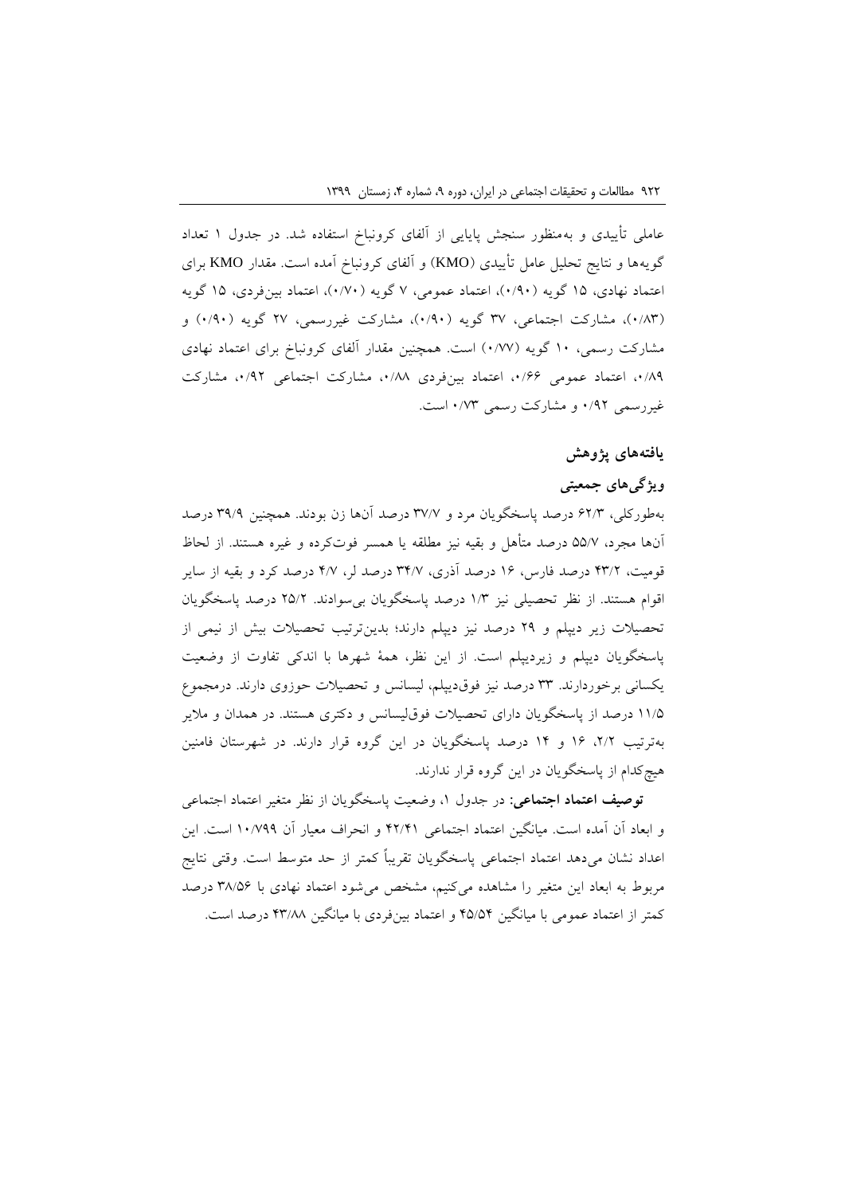عاملی تأییدی و به‌منظور سنجش پایایی از آلفای کرونباخ استفاده شد. در جدول ۱ تعداد گویه‌ها و نتایج تحلیل عامل تأییدی (KMO) و آلفای کرونباخ آمده است. مقدار KMO برای اعتماد نهادی، ۱۵ گویه (۰/۹۰)، اعتماد عمومی، ۷ گویه (۰/۷۰)، اعتماد بین‌فردی، ۱۵ گویه (۰/۸۳)، مشارکت اجتماعی، ۳۷ گویه (۰/۹۰)، مشارکت غیررسمی، ۲۷ گویه (۰/۹۰) و مشارکت رسمی، ۱۰ گویه (۰/۷۷) است. همچنین مقدار آلفای کرونباخ برای اعتماد نهادی ۰/۸۹، اعتماد عمومی ۰/۶۶، اعتماد بین‌فردی ۰/۸۸، مشارکت اجتماعی ۰/۹۲، مشارکت غیررسمی ۰/۹۲ و مشارکت رسمی ۰/۷۳ است.

## یافته‌های پژوهش

### ویژگی‌های جمعیتی

به‌طورکلی، ۶۲/۳ درصد پاسخگویان مرد و ۳۷/۷ درصد آن‌ها زن بودند. همچنین ۳۹/۹ درصد آن‌ها مجرد، ۵۵/۷ درصد متأهل و بقیه نیز مطلقه یا همسر فوت‌کرده و غیره هستند. از لحاظ قومیت، ۴۳/۲ درصد فارس، ۱۶ درصد آذری، ۳۴/۷ درصد لر، ۴/۷ درصد کرد و بقیه از سایر اقوام هستند. از نظر تحصیلی نیز ۱/۳ درصد پاسخگویان بی‌سوادند. ۲۵/۲ درصد پاسخگویان تحصیلات زیر دیپلم و ۲۹ درصد نیز دیپلم دارند؛ بدین‌ترتیب تحصیلات بیش از نیمی از پاسخگویان دیپلم و زیردیپلم است. از این نظر، همهٔ شهرها با اندکی تفاوت از وضعیت یکسانی برخوردارند. ۳۳ درصد نیز فوق‌دیپلم، لیسانس و تحصیلات حوزوی دارند. درمجموع ۱۱/۵ درصد از پاسخگویان دارای تحصیلات فوق‌لیسانس و دکتری هستند. در همدان و ملایر به‌ترتیب ۲/۲، ۱۶ و ۱۴ درصد پاسخگویان در این گروه قرار دارند. در شهرستان فامنین هیچ‌کدام از پاسخگویان در این گروه قرار ندارند.

**توصیف اعتماد اجتماعی:** در جدول ۱، وضعیت پاسخگویان از نظر متغیر اعتماد اجتماعی و ابعاد آن آمده است. میانگین اعتماد اجتماعی ۴۲/۴۱ و انحراف معیار آن ۱۰/۷۹۹ است. این اعداد نشان می‌دهد اعتماد اجتماعی پاسخگویان تقریباً کمتر از حد متوسط است. وقتی نتایج مربوط به ابعاد این متغیر را مشاهده می‌کنیم، مشخص می‌شود اعتماد نهادی با ۳۸/۵۶ درصد کمتر از اعتماد عمومی با میانگین ۴۵/۵۴ و اعتماد بین‌فردی با میانگین ۴۳/۸۸ درصد است.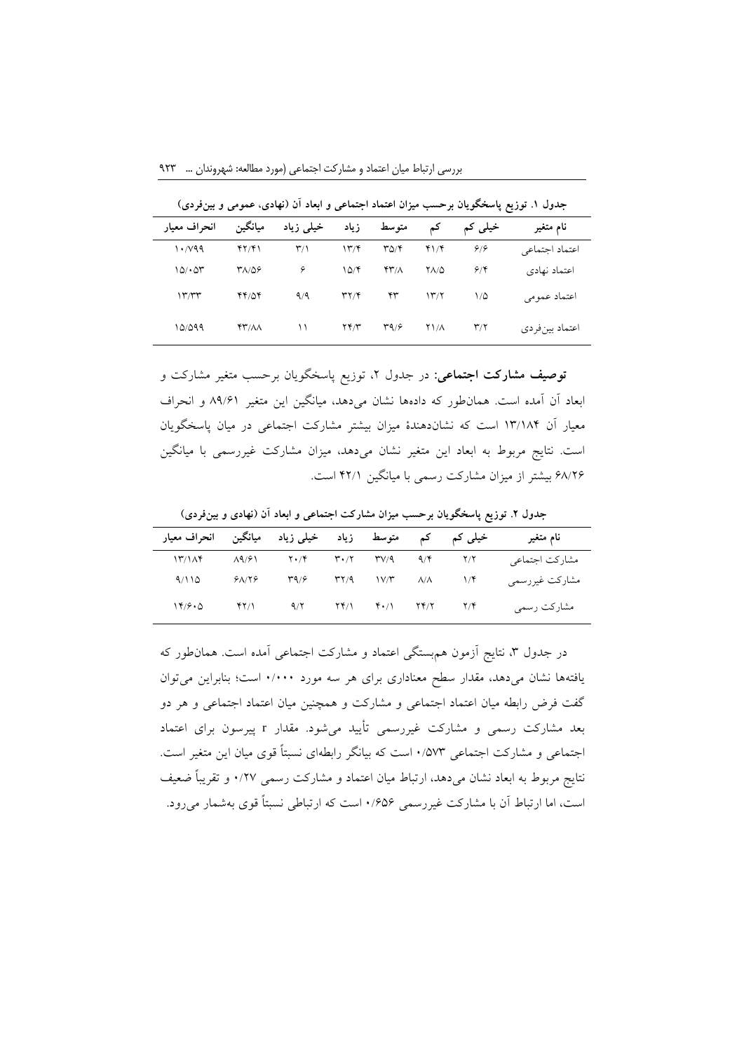**جدول ۱. توزیع پاسخگویان برحسب میزان اعتماد اجتماعی و ابعاد آن (نهادی، عمومی و بین‌فردی)**

| نام متغیر | خیلی کم | کم | متوسط | زیاد | خیلی زیاد | میانگین | انحراف معیار |
|---|---|---|---|---|---|---|---|
| اعتماد اجتماعی | ۶/۶ | ۴۱/۴ | ۳۵/۴ | ۱۳/۴ | ۳/۱ | ۴۲/۴۱ | ۱۰/۷۹۹ |
| اعتماد نهادی | ۶/۴ | ۲۸/۵ | ۴۳/۸ | ۱۵/۴ | ۶ | ۳۸/۵۶ | ۱۵/۰۵۳ |
| اعتماد عمومی | ۱/۵ | ۱۳/۲ | ۴۳ | ۳۲/۴ | ۹/۹ | ۴۴/۵۴ | ۱۳/۳۳ |
| اعتماد بین‌فردی | ۳/۲ | ۲۱/۸ | ۳۹/۶ | ۲۴/۳ | ۱۱ | ۴۳/۸۸ | ۱۵/۵۹۹ |

**توصیف مشارکت اجتماعی:** در جدول ۲، توزیع پاسخگویان برحسب متغیر مشارکت و ابعاد آن آمده است. همان‌طور که داده‌ها نشان می‌دهد، میانگین این متغیر ۸۹/۶۱ و انحراف معیار آن ۱۳/۱۸۴ است که نشان‌دهندهٔ میزان بیشتر مشارکت اجتماعی در میان پاسخگویان است. نتایج مربوط به ابعاد این متغیر نشان می‌دهد، میزان مشارکت غیررسمی با میانگین ۶۸/۲۶ بیشتر از میزان مشارکت رسمی با میانگین ۴۲/۱ است.

**جدول ۲. توزیع پاسخگویان برحسب میزان مشارکت اجتماعی و ابعاد آن (نهادی و بین‌فردی)**

| نام متغیر | خیلی کم | کم | متوسط | زیاد | خیلی زیاد | میانگین | انحراف معیار |
|---|---|---|---|---|---|---|---|
| مشارکت اجتماعی | ۲/۲ | ۹/۴ | ۳۷/۹ | ۳۰/۲ | ۲۰/۴ | ۸۹/۶۱ | ۱۳/۱۸۴ |
| مشارکت غیررسمی | ۱/۴ | ۸/۸ | ۱۷/۳ | ۳۲/۹ | ۳۹/۶ | ۶۸/۲۶ | ۹/۱۱۵ |
| مشارکت رسمی | ۲/۴ | ۲۴/۲ | ۴۰/۱ | ۲۴/۱ | ۹/۲ | ۴۲/۱ | ۱۴/۶۰۵ |

در جدول ۳، نتایج آزمون هم‌بستگی اعتماد و مشارکت اجتماعی آمده است. همان‌طور که یافته‌ها نشان می‌دهد، مقدار سطح معناداری برای هر سه مورد ۰/۰۰۰ است؛ بنابراین می‌توان گفت فرض رابطه میان اعتماد اجتماعی و مشارکت و همچنین میان اعتماد اجتماعی و هر دو بعد مشارکت رسمی و مشارکت غیررسمی تأیید می‌شود. مقدار r پیرسون برای اعتماد اجتماعی و مشارکت اجتماعی ۰/۵۷۳ است که بیانگر رابطه‌ای نسبتاً قوی میان این متغیر است. نتایج مربوط به ابعاد نشان می‌دهد، ارتباط میان اعتماد و مشارکت رسمی ۰/۲۷ و تقریباً ضعیف است، اما ارتباط آن با مشارکت غیررسمی ۰/۶۵۶ است که ارتباطی نسبتاً قوی به‌شمار می‌رود.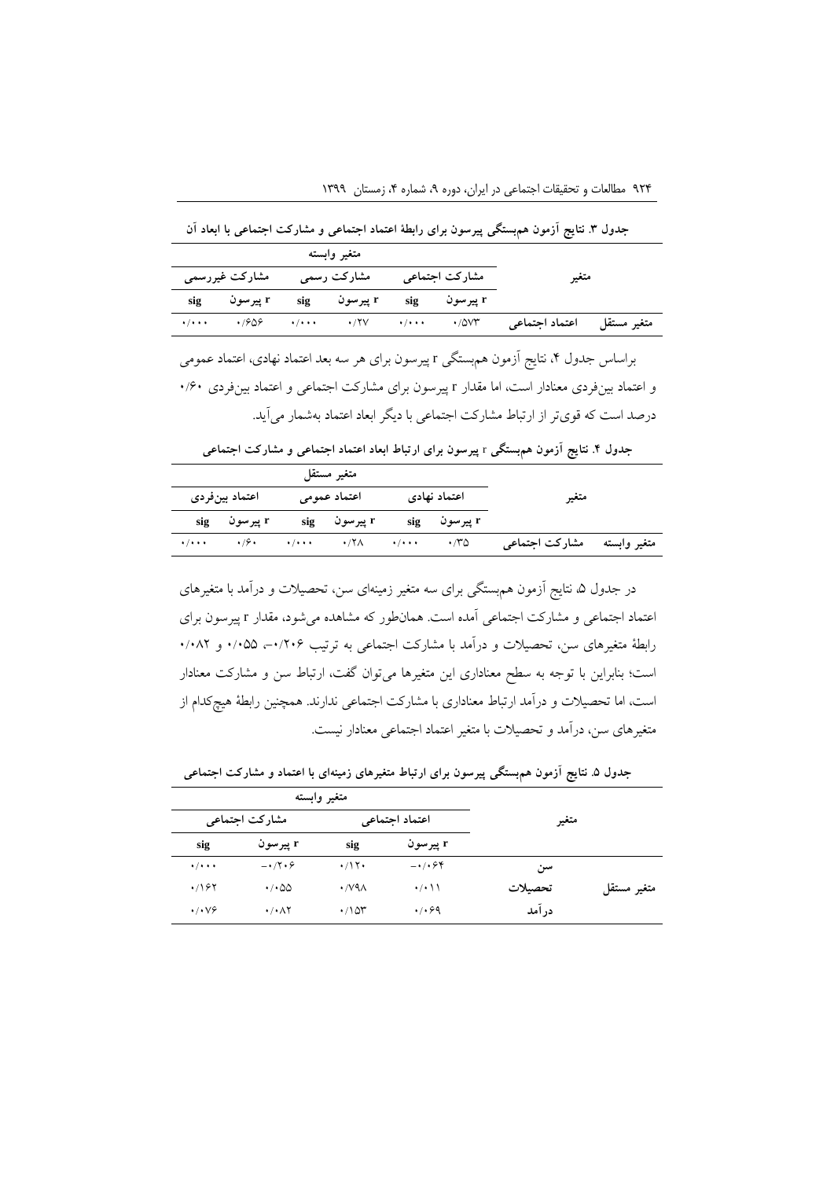**جدول ۳. نتایج آزمون هم‌بستگی پیرسون برای رابطهٔ اعتماد اجتماعی و مشارکت اجتماعی با ابعاد آن**

| متغیر | | مشارکت اجتماعی | | مشارکت رسمی | | مشارکت غیررسمی | |
|---|---|---|---|---|---|---|---|
| | | متغیر وابسته | | | | | |
| | | r پیرسون | sig | r پیرسون | sig | r پیرسون | sig |
| متغیر مستقل | اعتماد اجتماعی | ۰/۵۷۳ | ۰/۰۰۰ | ۰/۲۷ | ۰/۰۰۰ | ۰/۶۵۶ | ۰/۰۰۰ |

براساس جدول ۴، نتایج آزمون هم‌بستگی r پیرسون برای هر سه بعد اعتماد نهادی، اعتماد عمومی و اعتماد بین‌فردی معنادار است، اما مقدار r پیرسون برای مشارکت اجتماعی و اعتماد بین‌فردی ۰/۶۰ درصد است که قوی‌تر از ارتباط مشارکت اجتماعی با دیگر ابعاد اعتماد به‌شمار می‌آید.

**جدول ۴. نتایج آزمون هم‌بستگی r پیرسون برای ارتباط ابعاد اعتماد اجتماعی و مشارکت اجتماعی**

| متغیر | | اعتماد نهادی | | اعتماد عمومی | | اعتماد بین‌فردی | |
|---|---|---|---|---|---|---|---|
| | | متغیر مستقل | | | | | |
| | | r پیرسون | sig | r پیرسون | sig | r پیرسون | sig |
| متغیر وابسته | مشارکت اجتماعی | ۰/۳۵ | ۰/۰۰۰ | ۰/۲۸ | ۰/۰۰۰ | ۰/۶۰ | ۰/۰۰۰ |

در جدول ۵، نتایج آزمون هم‌بستگی برای سه متغیر زمینه‌ای سن، تحصیلات و درآمد با متغیرهای اعتماد اجتماعی و مشارکت اجتماعی آمده است. همان‌طور که مشاهده می‌شود، مقدار r پیرسون برای رابطهٔ متغیرهای سن، تحصیلات و درآمد با مشارکت اجتماعی به ترتیب ۰/۲۰۶–، ۰/۰۵۵ و ۰/۰۸۲ است؛ بنابراین با توجه به سطح معناداری این متغیرها می‌توان گفت، ارتباط سن و مشارکت معنادار است، اما تحصیلات و درآمد ارتباط معناداری با مشارکت اجتماعی ندارند. همچنین رابطهٔ هیچ‌کدام از متغیرهای سن، درآمد و تحصیلات با متغیر اعتماد اجتماعی معنادار نیست.

**جدول ۵. نتایج آزمون هم‌بستگی پیرسون برای ارتباط متغیرهای زمینه‌ای با اعتماد و مشارکت اجتماعی**

| متغیر | | اعتماد اجتماعی | | مشارکت اجتماعی | |
|---|---|---|---|---|---|
| | | متغیر وابسته | | | |
| | | r پیرسون | sig | r پیرسون | sig |
| متغیر مستقل | سن | ۰/۰۶۴– | ۰/۱۲۰ | ۰/۲۰۶– | ۰/۰۰۰ |
| | تحصیلات | ۰/۰۱۱ | ۰/۷۹۸ | ۰/۰۵۵ | ۰/۱۶۲ |
| | درآمد | ۰/۰۶۹ | ۰/۱۵۳ | ۰/۰۸۲ | ۰/۰۷۶ |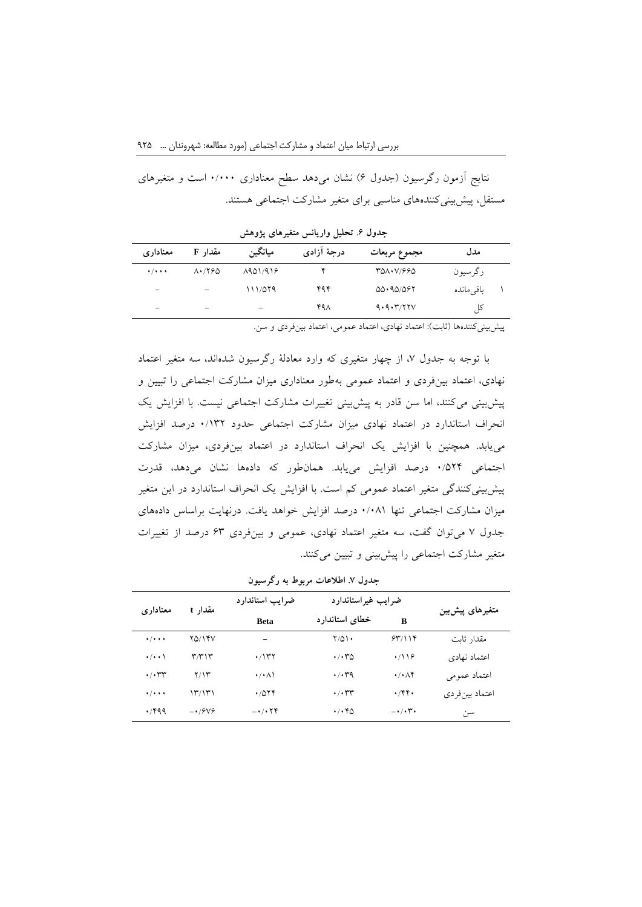نتایج آزمون رگرسیون (جدول ۶) نشان می‌دهد سطح معناداری ۰/۰۰۰ است و متغیرهای مستقل، پیش‌بینی‌کننده‌های مناسبی برای متغیر مشارکت اجتماعی هستند.

**جدول ۶. تحلیل واریانس متغیرهای پژوهش**

| مدل | | مجموع مربعات | درجهٔ آزادی | میانگین | مقدار F | معناداری |
|---|---|---|---|---|---|---|
| ۱ | رگرسیون | ۳۵۸۰۷/۶۶۵ | ۴ | ۸۹۵۱/۹۱۶ | ۸۰/۲۶۵ | ۰/۰۰۰ |
| | باقی‌مانده | ۵۵۰۹۵/۵۶۲ | ۴۹۴ | ۱۱۱/۵۲۹ | – | – |
| | کل | ۹۰۹۰۳/۲۲۷ | ۴۹۸ | – | – | – |

پیش‌بینی‌کننده‌ها (ثابت): اعتماد نهادی، اعتماد عمومی، اعتماد بین‌فردی و سن.

با توجه به جدول ۷، از چهار متغیری که وارد معادلهٔ رگرسیون شده‌اند، سه متغیر اعتماد نهادی، اعتماد بین‌فردی و اعتماد عمومی به‌طور معناداری میزان مشارکت اجتماعی را تبیین و پیش‌بینی می‌کنند، اما سن قادر به پیش‌بینی تغییرات مشارکت اجتماعی نیست. با افزایش یک انحراف استاندارد در اعتماد نهادی میزان مشارکت اجتماعی حدود ۰/۱۳۲ درصد افزایش می‌یابد. همچنین با افزایش یک انحراف استاندارد در اعتماد بین‌فردی، میزان مشارکت اجتماعی ۰/۵۲۴ درصد افزایش می‌یابد. همان‌طور که داده‌ها نشان می‌دهد، قدرت پیش‌بینی‌کنندگی متغیر اعتماد عمومی کم است. با افزایش یک انحراف استاندارد در این متغیر میزان مشارکت اجتماعی تنها ۰/۰۸۱ درصد افزایش خواهد یافت. درنهایت براساس داده‌های جدول ۷ می‌توان گفت، سه متغیر اعتماد نهادی، عمومی و بین‌فردی ۶۳ درصد از تغییرات متغیر مشارکت اجتماعی را پیش‌بینی و تبیین می‌کنند.

**جدول ۷. اطلاعات مربوط به رگرسیون**

| متغیرهای پیش‌بین | ضرایب غیراستاندارد | | ضرایب استاندارد | مقدار t | معناداری |
|---|---|---|---|---|---|
| | B | خطای استاندارد | Beta | | |
| مقدار ثابت | ۶۳/۱۱۴ | ۲/۵۱۰ | – | ۲۵/۱۴۷ | ۰/۰۰۰ |
| اعتماد نهادی | ۰/۱۱۶ | ۰/۰۳۵ | ۰/۱۳۲ | ۳/۳۱۳ | ۰/۰۰۱ |
| اعتماد عمومی | ۰/۰۸۴ | ۰/۰۳۹ | ۰/۰۸۱ | ۲/۱۳ | ۰/۰۳۳ |
| اعتماد بین‌فردی | ۰/۴۴۰ | ۰/۰۳۳ | ۰/۵۲۴ | ۱۳/۱۳۱ | ۰/۰۰۰ |
| سن | −۰/۰۳۰ | ۰/۰۴۵ | −۰/۰۲۴ | −۰/۶۷۶ | ۰/۴۹۹ |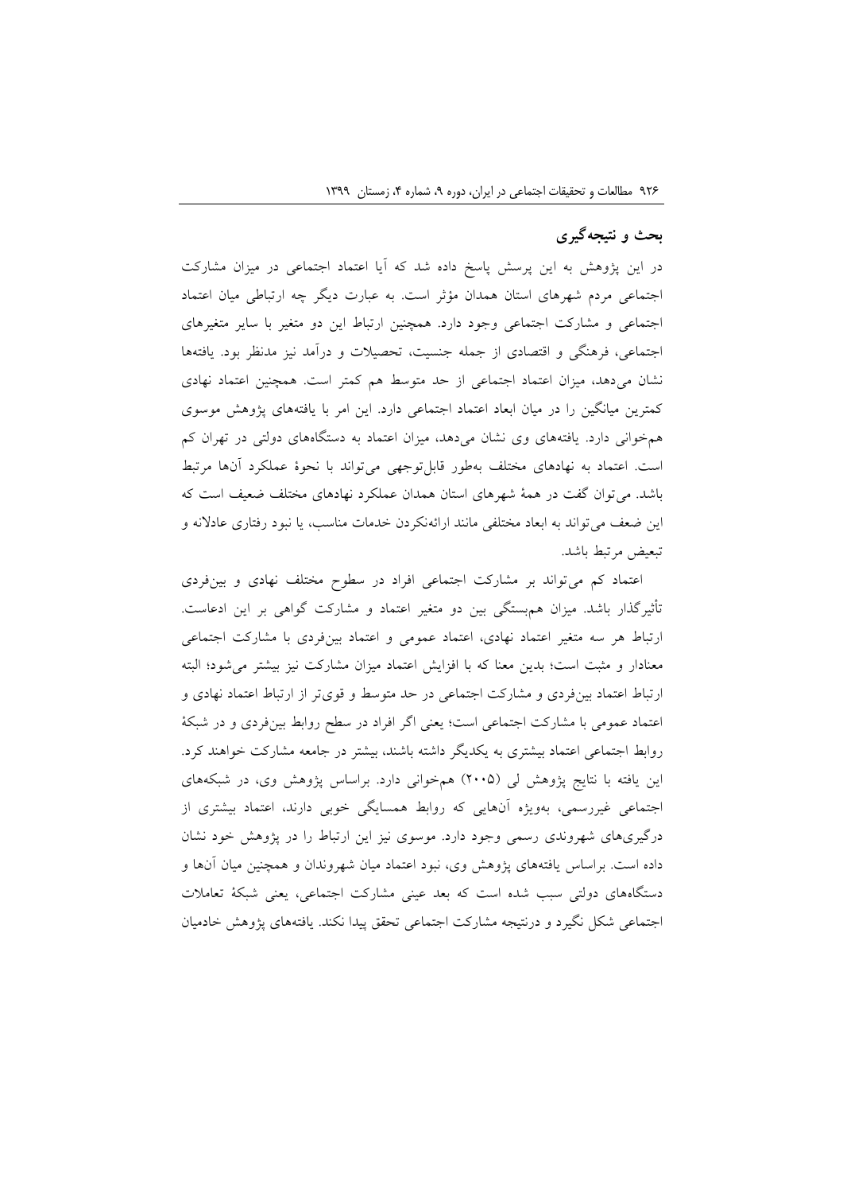## بحث و نتیجه‌گیری

در این پژوهش به این پرسش پاسخ داده شد که آیا اعتماد اجتماعی در میزان مشارکت اجتماعی مردم شهرهای استان همدان مؤثر است. به عبارت دیگر چه ارتباطی میان اعتماد اجتماعی و مشارکت اجتماعی وجود دارد. همچنین ارتباط این دو متغیر با سایر متغیرهای اجتماعی، فرهنگی و اقتصادی از جمله جنسیت، تحصیلات و درآمد نیز مدنظر بود. یافته‌ها نشان می‌دهد، میزان اعتماد اجتماعی از حد متوسط هم کمتر است. همچنین اعتماد نهادی کمترین میانگین را در میان ابعاد اعتماد اجتماعی دارد. این امر با یافته‌های پژوهش موسوی هم‌خوانی دارد. یافته‌های وی نشان می‌دهد، میزان اعتماد به دستگاه‌های دولتی در تهران کم است. اعتماد به نهادهای مختلف به‌طور قابل‌توجهی می‌تواند با نحوهٔ عملکرد آن‌ها مرتبط باشد. می‌توان گفت در همهٔ شهرهای استان همدان عملکرد نهادهای مختلف ضعیف است که این ضعف می‌تواند به ابعاد مختلفی مانند ارائه‌نکردن خدمات مناسب، یا نبود رفتاری عادلانه و تبعیض مرتبط باشد.

اعتماد کم می‌تواند بر مشارکت اجتماعی افراد در سطوح مختلف نهادی و بین‌فردی تأثیرگذار باشد. میزان هم‌بستگی بین دو متغیر اعتماد و مشارکت گواهی بر این ادعاست. ارتباط هر سه متغیر اعتماد نهادی، اعتماد عمومی و اعتماد بین‌فردی با مشارکت اجتماعی معنادار و مثبت است؛ بدین معنا که با افزایش اعتماد میزان مشارکت نیز بیشتر می‌شود؛ البته ارتباط اعتماد بین‌فردی و مشارکت اجتماعی در حد متوسط و قوی‌تر از ارتباط اعتماد نهادی و اعتماد عمومی با مشارکت اجتماعی است؛ یعنی اگر افراد در سطح روابط بین‌فردی و در شبکهٔ روابط اجتماعی اعتماد بیشتری به یکدیگر داشته باشند، بیشتر در جامعه مشارکت خواهند کرد. این یافته با نتایج پژوهش لی (۲۰۰۵) هم‌خوانی دارد. براساس پژوهش وی، در شبکه‌های اجتماعی غیررسمی، به‌ویژه آن‌هایی که روابط همسایگی خوبی دارند، اعتماد بیشتری از درگیری‌های شهروندی رسمی وجود دارد. موسوی نیز این ارتباط را در پژوهش خود نشان داده است. براساس یافته‌های پژوهش وی، نبود اعتماد میان شهروندان و همچنین میان آن‌ها و دستگاه‌های دولتی سبب شده است که بعد عینی مشارکت اجتماعی، یعنی شبکهٔ تعاملات اجتماعی شکل نگیرد و درنتیجه مشارکت اجتماعی تحقق پیدا نکند. یافته‌های پژوهش خادمیان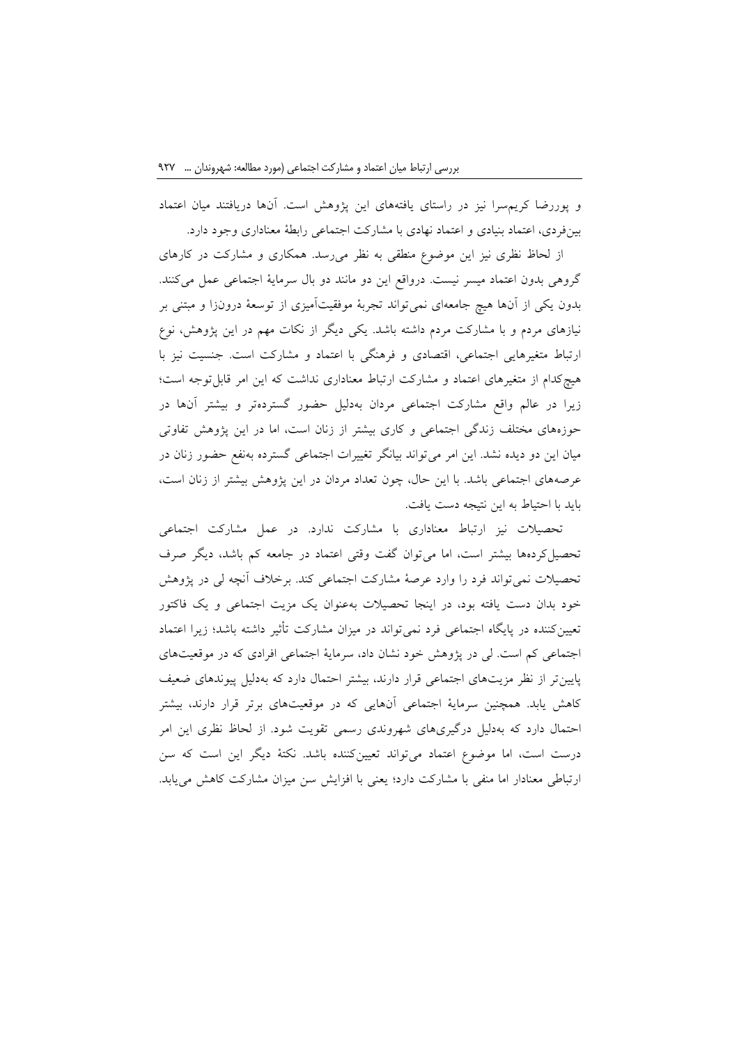و پوررضا کریم‌سرا نیز در راستای یافته‌های این پژوهش است. آنها دریافتند میان اعتماد بین‌فردی، اعتماد بنیادی و اعتماد نهادی با مشارکت اجتماعی رابطهٔ معناداری وجود دارد.

از لحاظ نظری نیز این موضوع منطقی به نظر می‌رسد. همکاری و مشارکت در کارهای گروهی بدون اعتماد میسر نیست. درواقع این دو مانند دو بال سرمایهٔ اجتماعی عمل می‌کنند. بدون یکی از آنها هیچ جامعه‌ای نمی‌تواند تجربهٔ موفقیت‌آمیزی از توسعهٔ درون‌زا و مبتنی بر نیازهای مردم و با مشارکت مردم داشته باشد. یکی دیگر از نکات مهم در این پژوهش، نوع ارتباط متغیرهایی اجتماعی، اقتصادی و فرهنگی با اعتماد و مشارکت است. جنسیت نیز با هیچ‌کدام از متغیرهای اعتماد و مشارکت ارتباط معناداری نداشت که این امر قابل‌توجه است؛ زیرا در عالم واقع مشارکت اجتماعی مردان به‌دلیل حضور گسترده‌تر و بیشتر آنها در حوزه‌های مختلف زندگی اجتماعی و کاری بیشتر از زنان است، اما در این پژوهش تفاوتی میان این دو دیده نشد. این امر می‌تواند بیانگر تغییرات اجتماعی گسترده به‌نفع حضور زنان در عرصه‌های اجتماعی باشد. با این حال، چون تعداد مردان در این پژوهش بیشتر از زنان است، باید با احتیاط به این نتیجه دست یافت.

تحصیلات نیز ارتباط معناداری با مشارکت ندارد. در عمل مشارکت اجتماعی تحصیل‌کرده‌ها بیشتر است، اما می‌توان گفت وقتی اعتماد در جامعه کم باشد، دیگر صرف تحصیلات نمی‌تواند فرد را وارد عرصهٔ مشارکت اجتماعی کند. برخلاف آنچه لی در پژوهش خود بدان دست یافته بود، در اینجا تحصیلات به‌عنوان یک مزیت اجتماعی و یک فاکتور تعیین‌کننده در پایگاه اجتماعی فرد نمی‌تواند در میزان مشارکت تأثیر داشته باشد؛ زیرا اعتماد اجتماعی کم است. لی در پژوهش خود نشان داد، سرمایهٔ اجتماعی افرادی که در موقعیت‌های پایین‌تر از نظر مزیت‌های اجتماعی قرار دارند، بیشتر احتمال دارد که به‌دلیل پیوندهای ضعیف کاهش یابد. همچنین سرمایهٔ اجتماعی آنهایی که در موقعیت‌های برتر قرار دارند، بیشتر احتمال دارد که به‌دلیل درگیری‌های شهروندی رسمی تقویت شود. از لحاظ نظری این امر درست است، اما موضوع اعتماد می‌تواند تعیین‌کننده باشد. نکتهٔ دیگر این است که سن ارتباطی معنادار اما منفی با مشارکت دارد؛ یعنی با افزایش سن میزان مشارکت کاهش می‌یابد.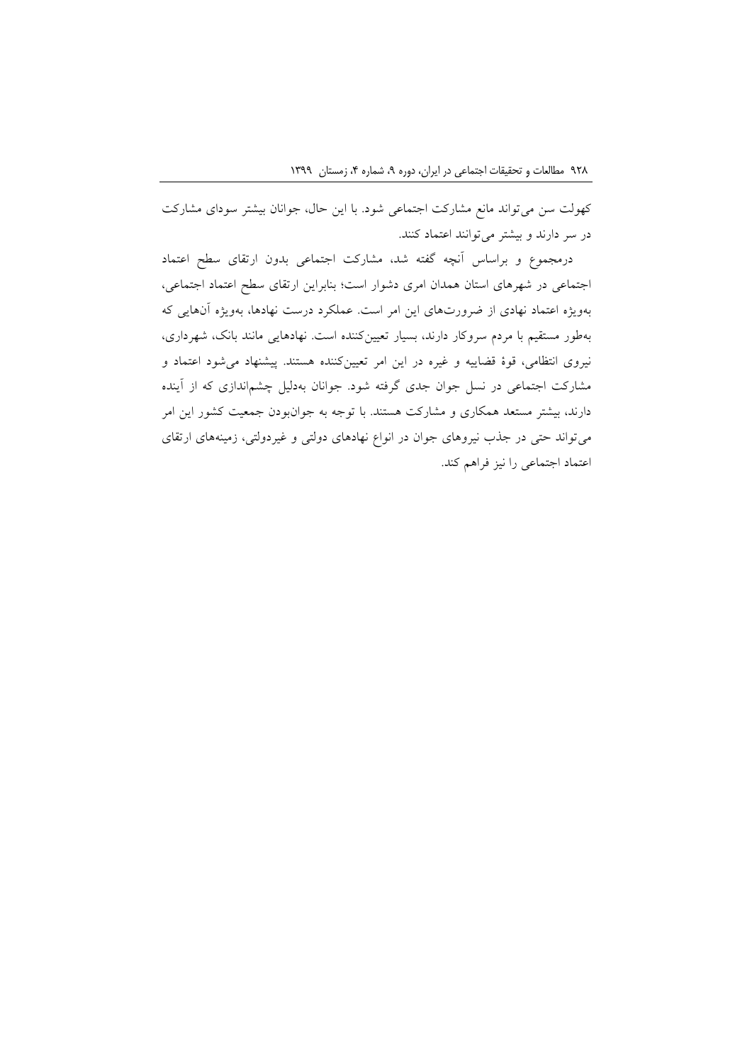کهولت سن می‌تواند مانع مشارکت اجتماعی شود. با این حال، جوانان بیشتر سودای مشارکت در سر دارند و بیشتر می‌توانند اعتماد کنند.

درمجموع و براساس آنچه گفته شد، مشارکت اجتماعی بدون ارتقای سطح اعتماد اجتماعی در شهرهای استان همدان امری دشوار است؛ بنابراین ارتقای سطح اعتماد اجتماعی، به‌ویژه اعتماد نهادی از ضرورت‌های این امر است. عملکرد درست نهادها، به‌ویژه آن‌هایی که به‌طور مستقیم با مردم سروکار دارند، بسیار تعیین‌کننده است. نهادهایی مانند بانک، شهرداری، نیروی انتظامی، قوهٔ قضاییه و غیره در این امر تعیین‌کننده هستند. پیشنهاد می‌شود اعتماد و مشارکت اجتماعی در نسل جوان جدی گرفته شود. جوانان به‌دلیل چشم‌اندازی که از آینده دارند، بیشتر مستعد همکاری و مشارکت هستند. با توجه به جوان‌بودن جمعیت کشور این امر می‌تواند حتی در جذب نیروهای جوان در انواع نهادهای دولتی و غیردولتی، زمینه‌های ارتقای اعتماد اجتماعی را نیز فراهم کند.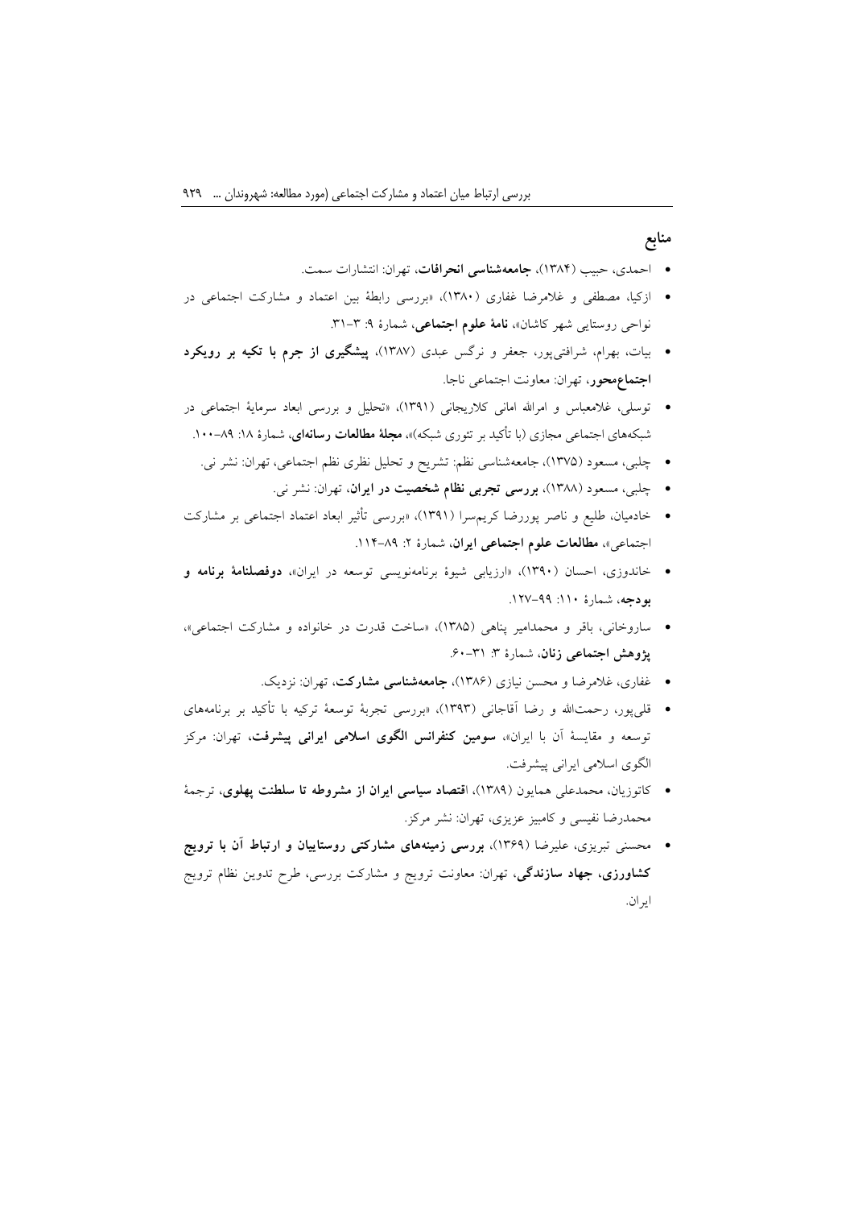## منابع

- احمدی، حبیب (۱۳۸۴)، **جامعه‌شناسی انحرافات**، تهران: انتشارات سمت.
- ازکیا، مصطفی و غلامرضا غفاری (۱۳۸۰)، «بررسی رابطهٔ بین اعتماد و مشارکت اجتماعی در نواحی روستایی شهر کاشان»، **نامهٔ علوم اجتماعی**، شمارهٔ ۹: ۳-۳۱.
- بیات، بهرام، شرافتی‌پور، جعفر و نرگس عبدی (۱۳۸۷)، **پیشگیری از جرم با تکیه بر رویکرد اجتماع‌محور**، تهران: معاونت اجتماعی ناجا.
- توسلی، غلامعباس و امرالله امانی کلاریجانی (۱۳۹۱)، «تحلیل و بررسی ابعاد سرمایهٔ اجتماعی در شبکه‌های اجتماعی مجازی (با تأکید بر تئوری شبکه)»، **مجلهٔ مطالعات رسانه‌ای**، شمارهٔ ۱۸: ۸۹-۱۰۰.
- چلبی، مسعود (۱۳۷۵)، جامعه‌شناسی نظم: تشریح و تحلیل نظری نظم اجتماعی، تهران: نشر نی.
- چلبی، مسعود (۱۳۸۸)، **بررسی تجربی نظام شخصیت در ایران**، تهران: نشر نی.
- خادمیان، طلیع و ناصر پوررضا کریم‌سرا (۱۳۹۱)، «بررسی تأثیر ابعاد اعتماد اجتماعی بر مشارکت اجتماعی»، **مطالعات علوم اجتماعی ایران**، شمارهٔ ۲: ۸۹-۱۱۴.
- خاندوزی، احسان (۱۳۹۰)، «ارزیابی شیوهٔ برنامه‌نویسی توسعه در ایران»، **دوفصلنامهٔ برنامه و بودجه**، شمارهٔ ۱۱۰: ۹۹-۱۲۷.
- ساروخانی، باقر و محمدامیر پناهی (۱۳۸۵)، «ساخت قدرت در خانواده و مشارکت اجتماعی»، **پژوهش اجتماعی زنان**، شمارهٔ ۳: ۳۱-۶۰.
- غفاری، غلامرضا و محسن نیازی (۱۳۸۶)، **جامعه‌شناسی مشارکت**، تهران: نزدیک.
- قلی‌پور، رحمت‌الله و رضا آقاجانی (۱۳۹۳)، «بررسی تجربهٔ توسعهٔ ترکیه با تأکید بر برنامه‌های توسعه و مقایسهٔ آن با ایران»، **سومین کنفرانس الگوی اسلامی ایرانی پیشرفت**، تهران: مرکز الگوی اسلامی ایرانی پیشرفت.
- کاتوزیان، محمدعلی همایون (۱۳۸۹)، **اقتصاد سیاسی ایران از مشروطه تا سلطنت پهلوی**، ترجمهٔ محمدرضا نفیسی و کامبیز عزیزی، تهران: نشر مرکز.
- محسنی تبریزی، علیرضا (۱۳۶۹)، **بررسی زمینه‌های مشارکتی روستاییان و ارتباط آن با ترویج کشاورزی، جهاد سازندگی**، تهران: معاونت ترویج و مشارکت بررسی، طرح تدوین نظام ترویج ایران.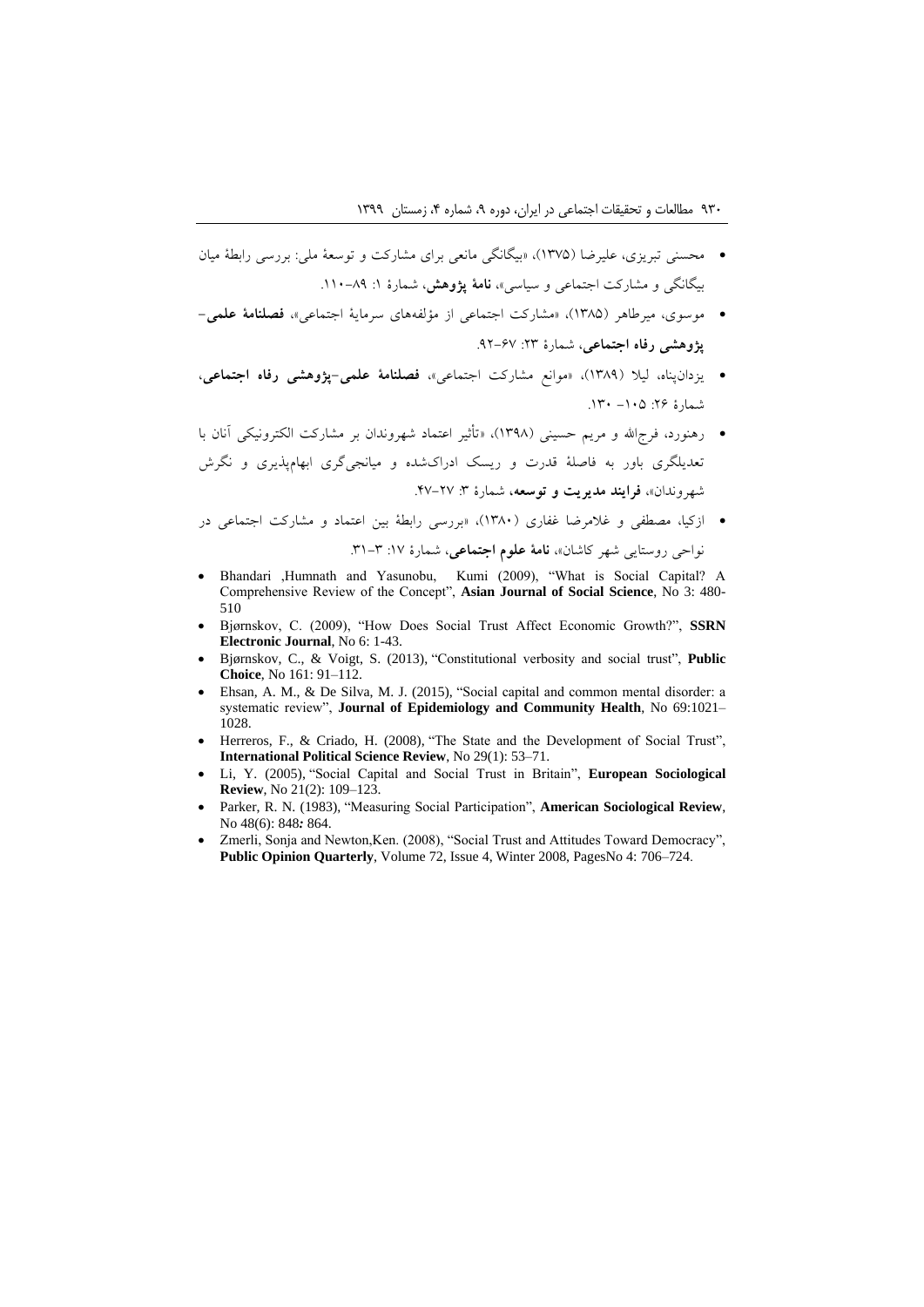- محسنی تبریزی، علیرضا (۱۳۷۵)، «بیگانگی مانعی برای مشارکت و توسعهٔ ملی: بررسی رابطهٔ میان بیگانگی و مشارکت اجتماعی و سیاسی»، **نامهٔ پژوهش**، شمارهٔ ۱: ۸۹–۱۱۰.
- موسوی، میرطاهر (۱۳۸۵)، «مشارکت اجتماعی از مؤلفه‌های سرمایهٔ اجتماعی»، **فصلنامهٔ علمی-پژوهشی رفاه اجتماعی**، شمارهٔ ۲۳: ۶۷-۹۲.
- یزدان‌پناه، لیلا (۱۳۸۹)، «موانع مشارکت اجتماعی»، **فصلنامهٔ علمی-پژوهشی رفاه اجتماعی**، شمارهٔ ۲۶: ۱۰۵- ۱۳۰.
- رهنورد، فرج‌الله و مریم حسینی (۱۳۹۸)، «تأثیر اعتماد شهروندان بر مشارکت الکترونیکی آنان با تعدیلگری باور به فاصلهٔ قدرت و ریسک ادراک‌شده و میانجی‌گری ابهام‌پذیری و نگرش شهروندان»، **فرایند مدیریت و توسعه**، شمارهٔ ۳: ۲۷-۴۷.
- ازکیا، مصطفی و غلامرضا غفاری (۱۳۸۰)، «بررسی رابطهٔ بین اعتماد و مشارکت اجتماعی در نواحی روستایی شهر کاشان»، **نامهٔ علوم اجتماعی**، شمارهٔ ۱۷: ۳-۳۱.
- Bhandari ,Humnath and Yasunobu, Kumi (2009), "What is Social Capital? A Comprehensive Review of the Concept", **Asian Journal of Social Science**, No 3: 480-510
- Bjørnskov, C. (2009), "How Does Social Trust Affect Economic Growth?", **SSRN Electronic Journal**, No 6: 1-43.
- Bjørnskov, C., & Voigt, S. (2013), "Constitutional verbosity and social trust", **Public Choice**, No 161: 91–112.
- Ehsan, A. M., & De Silva, M. J. (2015), "Social capital and common mental disorder: a systematic review", **Journal of Epidemiology and Community Health**, No 69:1021–1028.
- Herreros, F., & Criado, H. (2008), "The State and the Development of Social Trust", **International Political Science Review**, No 29(1): 53–71.
- Li, Y. (2005), "Social Capital and Social Trust in Britain", **European Sociological Review**, No 21(2): 109–123.
- Parker, R. N. (1983), "Measuring Social Participation", **American Sociological Review**, No 48(6): 848*:* 864.
- Zmerli, Sonja and Newton,Ken. (2008), "Social Trust and Attitudes Toward Democracy", **Public Opinion Quarterly**, Volume 72, Issue 4, Winter 2008, PagesNo 4: 706–724.